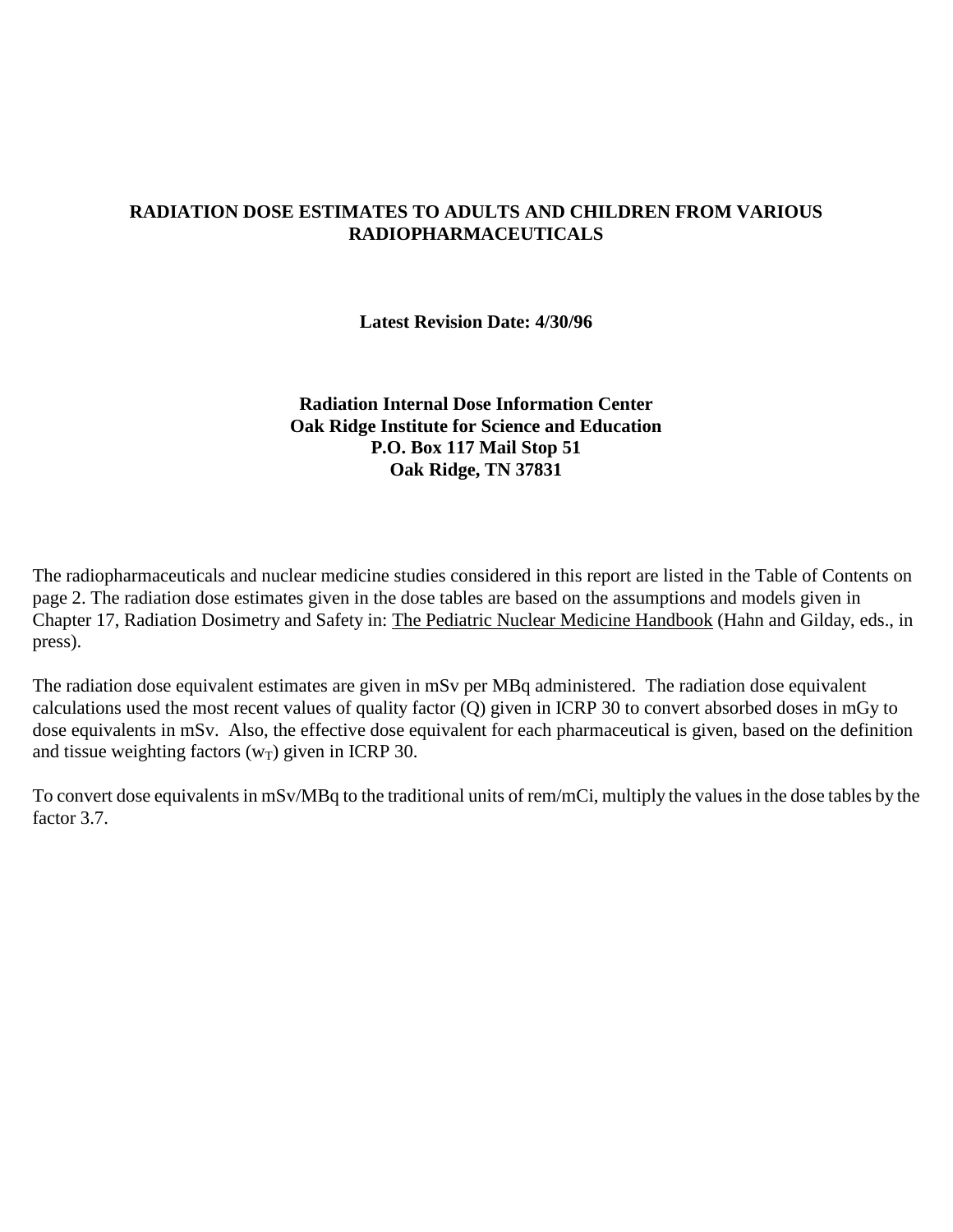# RADIATION DOSE ESTIMATES TO ADULTS AND CHILDREN FROM VARIOUS RADIOPHARMACEUTICALS

**Latest Revision Date: 4/30/96**

**Radiation Internal Dose Information Center**
**Oak Ridge Institute for Science and Education**
**P.O. Box 117 Mail Stop 51**
**Oak Ridge, TN 37831**

The radiopharmaceuticals and nuclear medicine studies considered in this report are listed in the Table of Contents on page 2. The radiation dose estimates given in the dose tables are based on the assumptions and models given in Chapter 17, Radiation Dosimetry and Safety in: The Pediatric Nuclear Medicine Handbook (Hahn and Gilday, eds., in press).

The radiation dose equivalent estimates are given in mSv per MBq administered. The radiation dose equivalent calculations used the most recent values of quality factor (Q) given in ICRP 30 to convert absorbed doses in mGy to dose equivalents in mSv. Also, the effective dose equivalent for each pharmaceutical is given, based on the definition and tissue weighting factors ($w_T$) given in ICRP 30.

To convert dose equivalents in mSv/MBq to the traditional units of rem/mCi, multiply the values in the dose tables by the factor 3.7.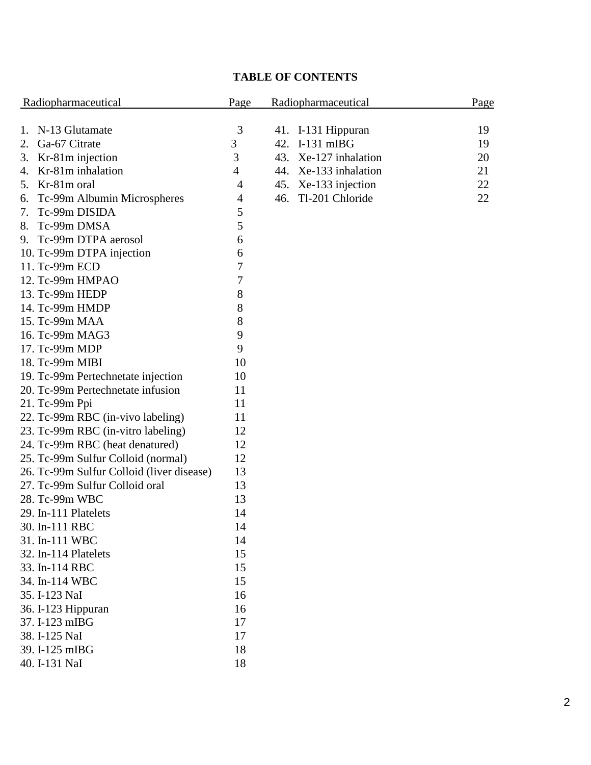# TABLE OF CONTENTS

| Radiopharmaceutical | Page | Radiopharmaceutical | Page |
|---|---|---|---|
| 1. N-13 Glutamate | 3 | 41. I-131 Hippuran | 19 |
| 2. Ga-67 Citrate | 3 | 42. I-131 mIBG | 19 |
| 3. Kr-81m injection | 3 | 43. Xe-127 inhalation | 20 |
| 4. Kr-81m inhalation | 4 | 44. Xe-133 inhalation | 21 |
| 5. Kr-81m oral | 4 | 45. Xe-133 injection | 22 |
| 6. Tc-99m Albumin Microspheres | 4 | 46. Tl-201 Chloride | 22 |
| 7. Tc-99m DISIDA | 5 | | |
| 8. Tc-99m DMSA | 5 | | |
| 9. Tc-99m DTPA aerosol | 6 | | |
| 10. Tc-99m DTPA injection | 6 | | |
| 11. Tc-99m ECD | 7 | | |
| 12. Tc-99m HMPAO | 7 | | |
| 13. Tc-99m HEDP | 8 | | |
| 14. Tc-99m HMDP | 8 | | |
| 15. Tc-99m MAA | 8 | | |
| 16. Tc-99m MAG3 | 9 | | |
| 17. Tc-99m MDP | 9 | | |
| 18. Tc-99m MIBI | 10 | | |
| 19. Tc-99m Pertechnetate injection | 10 | | |
| 20. Tc-99m Pertechnetate infusion | 11 | | |
| 21. Tc-99m Ppi | 11 | | |
| 22. Tc-99m RBC (in-vivo labeling) | 11 | | |
| 23. Tc-99m RBC (in-vitro labeling) | 12 | | |
| 24. Tc-99m RBC (heat denatured) | 12 | | |
| 25. Tc-99m Sulfur Colloid (normal) | 12 | | |
| 26. Tc-99m Sulfur Colloid (liver disease) | 13 | | |
| 27. Tc-99m Sulfur Colloid oral | 13 | | |
| 28. Tc-99m WBC | 13 | | |
| 29. In-111 Platelets | 14 | | |
| 30. In-111 RBC | 14 | | |
| 31. In-111 WBC | 14 | | |
| 32. In-114 Platelets | 15 | | |
| 33. In-114 RBC | 15 | | |
| 34. In-114 WBC | 15 | | |
| 35. I-123 NaI | 16 | | |
| 36. I-123 Hippuran | 16 | | |
| 37. I-123 mIBG | 17 | | |
| 38. I-125 NaI | 17 | | |
| 39. I-125 mIBG | 18 | | |
| 40. I-131 NaI | 18 | | |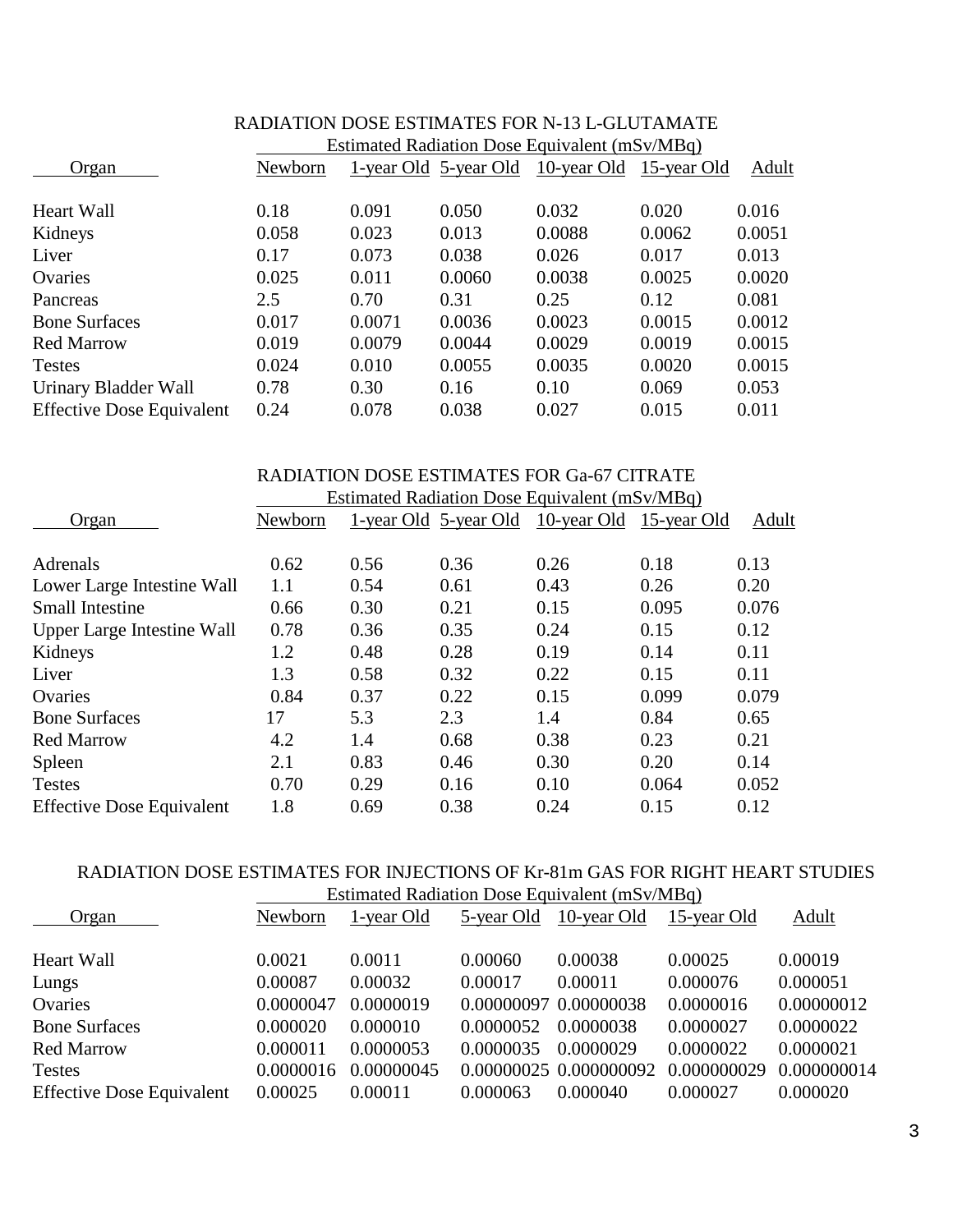RADIATION DOSE ESTIMATES FOR N-13 L-GLUTAMATE

| Organ | Estimated Radiation Dose Equivalent (mSv/MBq) | | | | | |
|---|---|---|---|---|---|---|
| | Newborn | 1-year Old | 5-year Old | 10-year Old | 15-year Old | Adult |
| Heart Wall | 0.18 | 0.091 | 0.050 | 0.032 | 0.020 | 0.016 |
| Kidneys | 0.058 | 0.023 | 0.013 | 0.0088 | 0.0062 | 0.0051 |
| Liver | 0.17 | 0.073 | 0.038 | 0.026 | 0.017 | 0.013 |
| Ovaries | 0.025 | 0.011 | 0.0060 | 0.0038 | 0.0025 | 0.0020 |
| Pancreas | 2.5 | 0.70 | 0.31 | 0.25 | 0.12 | 0.081 |
| Bone Surfaces | 0.017 | 0.0071 | 0.0036 | 0.0023 | 0.0015 | 0.0012 |
| Red Marrow | 0.019 | 0.0079 | 0.0044 | 0.0029 | 0.0019 | 0.0015 |
| Testes | 0.024 | 0.010 | 0.0055 | 0.0035 | 0.0020 | 0.0015 |
| Urinary Bladder Wall | 0.78 | 0.30 | 0.16 | 0.10 | 0.069 | 0.053 |
| Effective Dose Equivalent | 0.24 | 0.078 | 0.038 | 0.027 | 0.015 | 0.011 |

RADIATION DOSE ESTIMATES FOR Ga-67 CITRATE

| Organ | Estimated Radiation Dose Equivalent (mSv/MBq) | | | | | |
|---|---|---|---|---|---|---|
| | Newborn | 1-year Old | 5-year Old | 10-year Old | 15-year Old | Adult |
| Adrenals | 0.62 | 0.56 | 0.36 | 0.26 | 0.18 | 0.13 |
| Lower Large Intestine Wall | 1.1 | 0.54 | 0.61 | 0.43 | 0.26 | 0.20 |
| Small Intestine | 0.66 | 0.30 | 0.21 | 0.15 | 0.095 | 0.076 |
| Upper Large Intestine Wall | 0.78 | 0.36 | 0.35 | 0.24 | 0.15 | 0.12 |
| Kidneys | 1.2 | 0.48 | 0.28 | 0.19 | 0.14 | 0.11 |
| Liver | 1.3 | 0.58 | 0.32 | 0.22 | 0.15 | 0.11 |
| Ovaries | 0.84 | 0.37 | 0.22 | 0.15 | 0.099 | 0.079 |
| Bone Surfaces | 17 | 5.3 | 2.3 | 1.4 | 0.84 | 0.65 |
| Red Marrow | 4.2 | 1.4 | 0.68 | 0.38 | 0.23 | 0.21 |
| Spleen | 2.1 | 0.83 | 0.46 | 0.30 | 0.20 | 0.14 |
| Testes | 0.70 | 0.29 | 0.16 | 0.10 | 0.064 | 0.052 |
| Effective Dose Equivalent | 1.8 | 0.69 | 0.38 | 0.24 | 0.15 | 0.12 |

RADIATION DOSE ESTIMATES FOR INJECTIONS OF Kr-81m GAS FOR RIGHT HEART STUDIES

| Organ | Estimated Radiation Dose Equivalent (mSv/MBq) | | | | | |
|---|---|---|---|---|---|---|
| | Newborn | 1-year Old | 5-year Old | 10-year Old | 15-year Old | Adult |
| Heart Wall | 0.0021 | 0.0011 | 0.00060 | 0.00038 | 0.00025 | 0.00019 |
| Lungs | 0.00087 | 0.00032 | 0.00017 | 0.00011 | 0.000076 | 0.000051 |
| Ovaries | 0.0000047 | 0.0000019 | 0.00000097 | 0.00000038 | 0.0000016 | 0.00000012 |
| Bone Surfaces | 0.000020 | 0.000010 | 0.0000052 | 0.0000038 | 0.0000027 | 0.0000022 |
| Red Marrow | 0.000011 | 0.0000053 | 0.0000035 | 0.0000029 | 0.0000022 | 0.0000021 |
| Testes | 0.0000016 | 0.00000045 | 0.00000025 | 0.000000092 | 0.000000029 | 0.000000014 |
| Effective Dose Equivalent | 0.00025 | 0.00011 | 0.000063 | 0.000040 | 0.000027 | 0.000020 |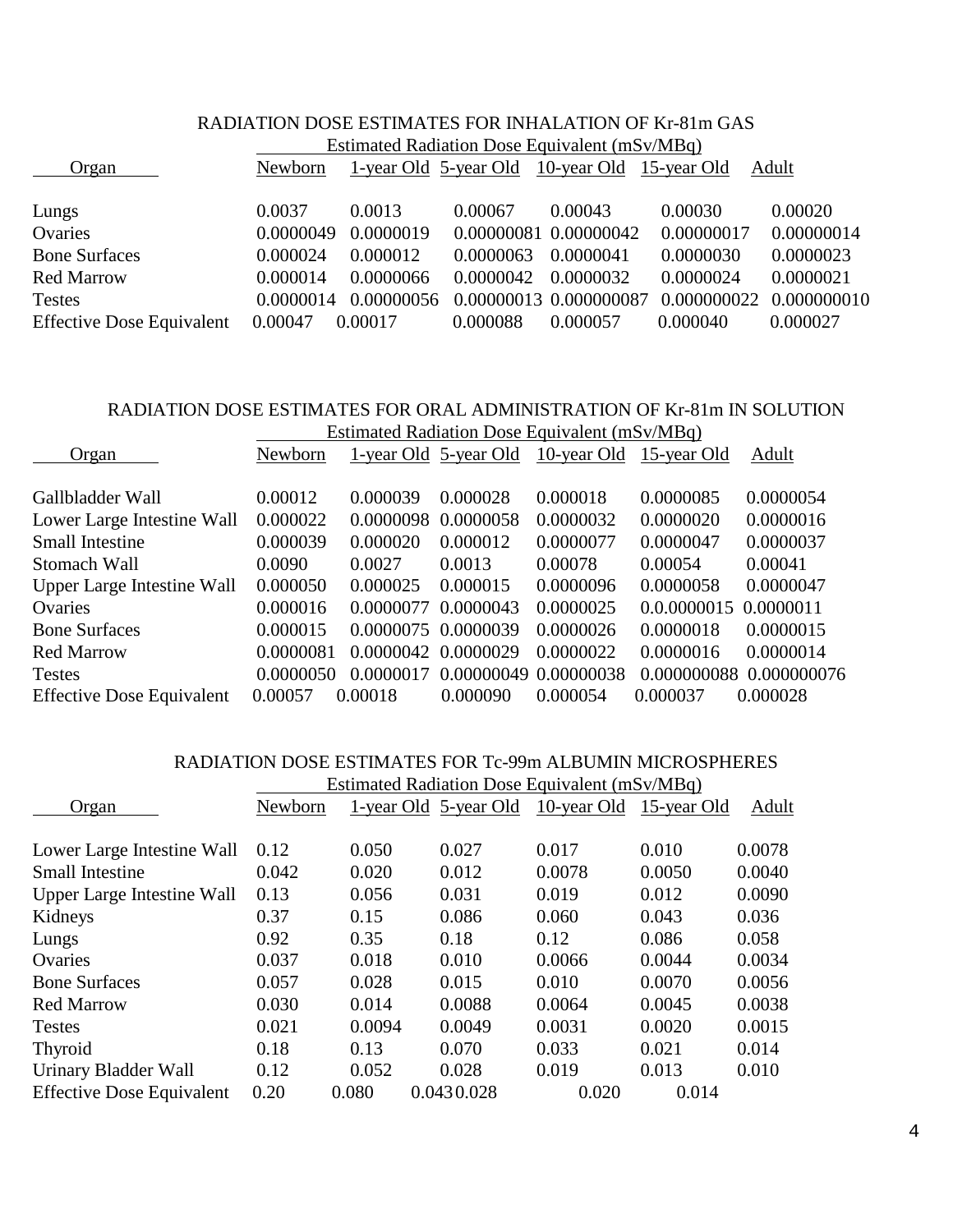## RADIATION DOSE ESTIMATES FOR INHALATION OF Kr-81m GAS

| Organ | Estimated Radiation Dose Equivalent (mSv/MBq) | | | | | |
|---|---|---|---|---|---|---|
| | Newborn | 1-year Old | 5-year Old | 10-year Old | 15-year Old | Adult |
| Lungs | 0.0037 | 0.0013 | 0.00067 | 0.00043 | 0.00030 | 0.00020 |
| Ovaries | 0.0000049 | 0.0000019 | 0.00000081 | 0.00000042 | 0.00000017 | 0.00000014 |
| Bone Surfaces | 0.000024 | 0.000012 | 0.0000063 | 0.0000041 | 0.0000030 | 0.0000023 |
| Red Marrow | 0.000014 | 0.0000066 | 0.0000042 | 0.0000032 | 0.0000024 | 0.0000021 |
| Testes | 0.0000014 | 0.00000056 | 0.00000013 | 0.000000087 | 0.000000022 | 0.000000010 |
| Effective Dose Equivalent | 0.00047 | 0.00017 | 0.000088 | 0.000057 | 0.000040 | 0.000027 |

## RADIATION DOSE ESTIMATES FOR ORAL ADMINISTRATION OF Kr-81m IN SOLUTION

| Organ | Estimated Radiation Dose Equivalent (mSv/MBq) | | | | | |
|---|---|---|---|---|---|---|
| | Newborn | 1-year Old | 5-year Old | 10-year Old | 15-year Old | Adult |
| Gallbladder Wall | 0.00012 | 0.000039 | 0.000028 | 0.000018 | 0.0000085 | 0.0000054 |
| Lower Large Intestine Wall | 0.000022 | 0.0000098 | 0.0000058 | 0.0000032 | 0.0000020 | 0.0000016 |
| Small Intestine | 0.000039 | 0.000020 | 0.000012 | 0.0000077 | 0.0000047 | 0.0000037 |
| Stomach Wall | 0.0090 | 0.0027 | 0.0013 | 0.00078 | 0.00054 | 0.00041 |
| Upper Large Intestine Wall | 0.000050 | 0.000025 | 0.000015 | 0.0000096 | 0.0000058 | 0.0000047 |
| Ovaries | 0.000016 | 0.0000077 | 0.0000043 | 0.0000025 | 0.0.0000015 | 0.0000011 |
| Bone Surfaces | 0.000015 | 0.0000075 | 0.0000039 | 0.0000026 | 0.0000018 | 0.0000015 |
| Red Marrow | 0.0000081 | 0.0000042 | 0.0000029 | 0.0000022 | 0.0000016 | 0.0000014 |
| Testes | 0.0000050 | 0.0000017 | 0.00000049 | 0.00000038 | 0.000000088 | 0.000000076 |
| Effective Dose Equivalent | 0.00057 | 0.00018 | 0.000090 | 0.000054 | 0.000037 | 0.000028 |

## RADIATION DOSE ESTIMATES FOR Tc-99m ALBUMIN MICROSPHERES

| Organ | Estimated Radiation Dose Equivalent (mSv/MBq) | | | | | |
|---|---|---|---|---|---|---|
| | Newborn | 1-year Old | 5-year Old | 10-year Old | 15-year Old | Adult |
| Lower Large Intestine Wall | 0.12 | 0.050 | 0.027 | 0.017 | 0.010 | 0.0078 |
| Small Intestine | 0.042 | 0.020 | 0.012 | 0.0078 | 0.0050 | 0.0040 |
| Upper Large Intestine Wall | 0.13 | 0.056 | 0.031 | 0.019 | 0.012 | 0.0090 |
| Kidneys | 0.37 | 0.15 | 0.086 | 0.060 | 0.043 | 0.036 |
| Lungs | 0.92 | 0.35 | 0.18 | 0.12 | 0.086 | 0.058 |
| Ovaries | 0.037 | 0.018 | 0.010 | 0.0066 | 0.0044 | 0.0034 |
| Bone Surfaces | 0.057 | 0.028 | 0.015 | 0.010 | 0.0070 | 0.0056 |
| Red Marrow | 0.030 | 0.014 | 0.0088 | 0.0064 | 0.0045 | 0.0038 |
| Testes | 0.021 | 0.0094 | 0.0049 | 0.0031 | 0.0020 | 0.0015 |
| Thyroid | 0.18 | 0.13 | 0.070 | 0.033 | 0.021 | 0.014 |
| Urinary Bladder Wall | 0.12 | 0.052 | 0.028 | 0.019 | 0.013 | 0.010 |
| Effective Dose Equivalent | 0.20 | 0.080 | 0.043 | 0.028 | 0.020 | 0.014 |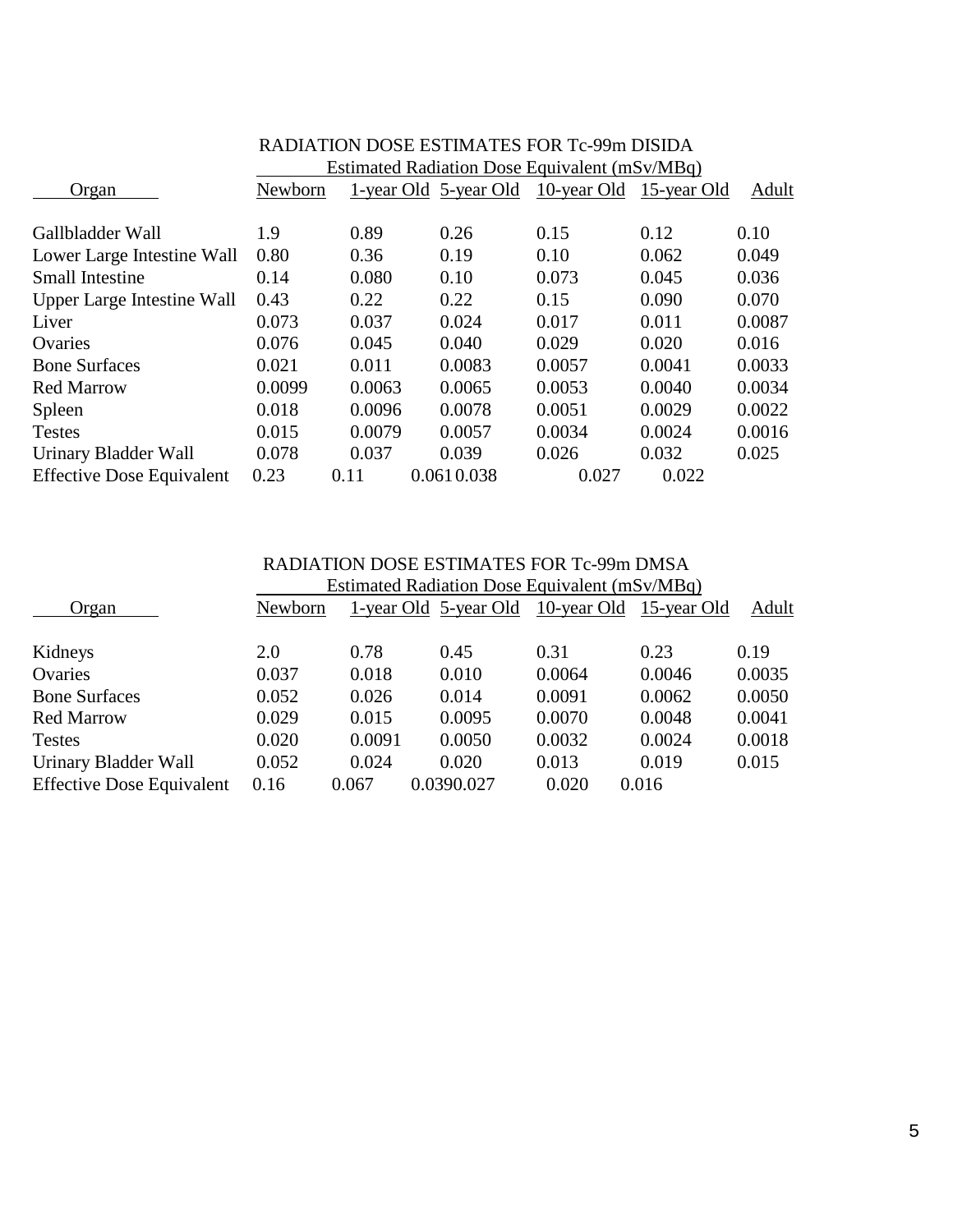## RADIATION DOSE ESTIMATES FOR Tc-99m DISIDA

| Organ | Newborn | 1-year Old | 5-year Old | 10-year Old | 15-year Old | Adult |
|---|---|---|---|---|---|---|
| | Estimated Radiation Dose Equivalent (mSv/MBq) | | | | | |
| Gallbladder Wall | 1.9 | 0.89 | 0.26 | 0.15 | 0.12 | 0.10 |
| Lower Large Intestine Wall | 0.80 | 0.36 | 0.19 | 0.10 | 0.062 | 0.049 |
| Small Intestine | 0.14 | 0.080 | 0.10 | 0.073 | 0.045 | 0.036 |
| Upper Large Intestine Wall | 0.43 | 0.22 | 0.22 | 0.15 | 0.090 | 0.070 |
| Liver | 0.073 | 0.037 | 0.024 | 0.017 | 0.011 | 0.0087 |
| Ovaries | 0.076 | 0.045 | 0.040 | 0.029 | 0.020 | 0.016 |
| Bone Surfaces | 0.021 | 0.011 | 0.0083 | 0.0057 | 0.0041 | 0.0033 |
| Red Marrow | 0.0099 | 0.0063 | 0.0065 | 0.0053 | 0.0040 | 0.0034 |
| Spleen | 0.018 | 0.0096 | 0.0078 | 0.0051 | 0.0029 | 0.0022 |
| Testes | 0.015 | 0.0079 | 0.0057 | 0.0034 | 0.0024 | 0.0016 |
| Urinary Bladder Wall | 0.078 | 0.037 | 0.039 | 0.026 | 0.032 | 0.025 |
| Effective Dose Equivalent | 0.23 | 0.11 | 0.061 | 0.038 | 0.027 | 0.022 |

## RADIATION DOSE ESTIMATES FOR Tc-99m DMSA

| Organ | Newborn | 1-year Old | 5-year Old | 10-year Old | 15-year Old | Adult |
|---|---|---|---|---|---|---|
| | Estimated Radiation Dose Equivalent (mSv/MBq) | | | | | |
| Kidneys | 2.0 | 0.78 | 0.45 | 0.31 | 0.23 | 0.19 |
| Ovaries | 0.037 | 0.018 | 0.010 | 0.0064 | 0.0046 | 0.0035 |
| Bone Surfaces | 0.052 | 0.026 | 0.014 | 0.0091 | 0.0062 | 0.0050 |
| Red Marrow | 0.029 | 0.015 | 0.0095 | 0.0070 | 0.0048 | 0.0041 |
| Testes | 0.020 | 0.0091 | 0.0050 | 0.0032 | 0.0024 | 0.0018 |
| Urinary Bladder Wall | 0.052 | 0.024 | 0.020 | 0.013 | 0.019 | 0.015 |
| Effective Dose Equivalent | 0.16 | 0.067 | 0.039 | 0.027 | 0.020 | 0.016 |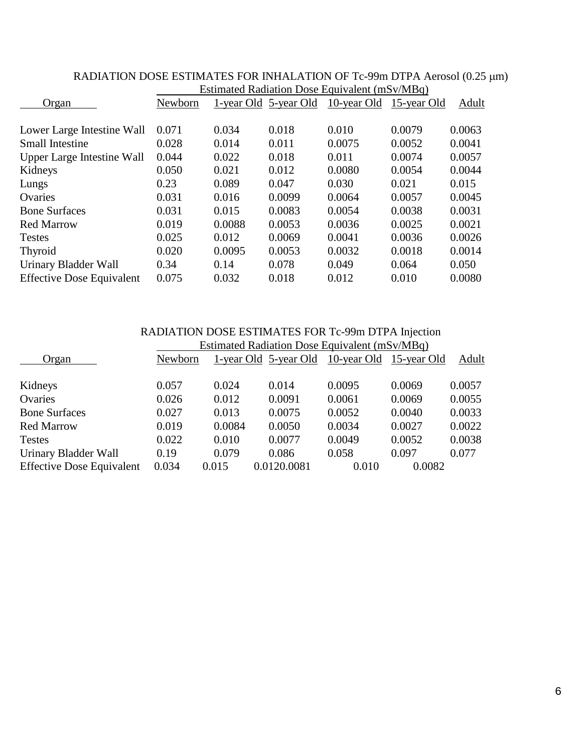RADIATION DOSE ESTIMATES FOR INHALATION OF Tc-99m DTPA Aerosol (0.25 μm)

| Organ | Estimated Radiation Dose Equivalent (mSv/MBq) | | | | | |
|---|---|---|---|---|---|---|
| | Newborn | 1-year Old | 5-year Old | 10-year Old | 15-year Old | Adult |
| Lower Large Intestine Wall | 0.071 | 0.034 | 0.018 | 0.010 | 0.0079 | 0.0063 |
| Small Intestine | 0.028 | 0.014 | 0.011 | 0.0075 | 0.0052 | 0.0041 |
| Upper Large Intestine Wall | 0.044 | 0.022 | 0.018 | 0.011 | 0.0074 | 0.0057 |
| Kidneys | 0.050 | 0.021 | 0.012 | 0.0080 | 0.0054 | 0.0044 |
| Lungs | 0.23 | 0.089 | 0.047 | 0.030 | 0.021 | 0.015 |
| Ovaries | 0.031 | 0.016 | 0.0099 | 0.0064 | 0.0057 | 0.0045 |
| Bone Surfaces | 0.031 | 0.015 | 0.0083 | 0.0054 | 0.0038 | 0.0031 |
| Red Marrow | 0.019 | 0.0088 | 0.0053 | 0.0036 | 0.0025 | 0.0021 |
| Testes | 0.025 | 0.012 | 0.0069 | 0.0041 | 0.0036 | 0.0026 |
| Thyroid | 0.020 | 0.0095 | 0.0053 | 0.0032 | 0.0018 | 0.0014 |
| Urinary Bladder Wall | 0.34 | 0.14 | 0.078 | 0.049 | 0.064 | 0.050 |
| Effective Dose Equivalent | 0.075 | 0.032 | 0.018 | 0.012 | 0.010 | 0.0080 |

RADIATION DOSE ESTIMATES FOR Tc-99m DTPA Injection

| Organ | Estimated Radiation Dose Equivalent (mSv/MBq) | | | | | |
|---|---|---|---|---|---|---|
| | Newborn | 1-year Old | 5-year Old | 10-year Old | 15-year Old | Adult |
| Kidneys | 0.057 | 0.024 | 0.014 | 0.0095 | 0.0069 | 0.0057 |
| Ovaries | 0.026 | 0.012 | 0.0091 | 0.0061 | 0.0069 | 0.0055 |
| Bone Surfaces | 0.027 | 0.013 | 0.0075 | 0.0052 | 0.0040 | 0.0033 |
| Red Marrow | 0.019 | 0.0084 | 0.0050 | 0.0034 | 0.0027 | 0.0022 |
| Testes | 0.022 | 0.010 | 0.0077 | 0.0049 | 0.0052 | 0.0038 |
| Urinary Bladder Wall | 0.19 | 0.079 | 0.086 | 0.058 | 0.097 | 0.077 |
| Effective Dose Equivalent | 0.034 | 0.015 | 0.012 | 0.0081 | 0.010 | 0.0082 |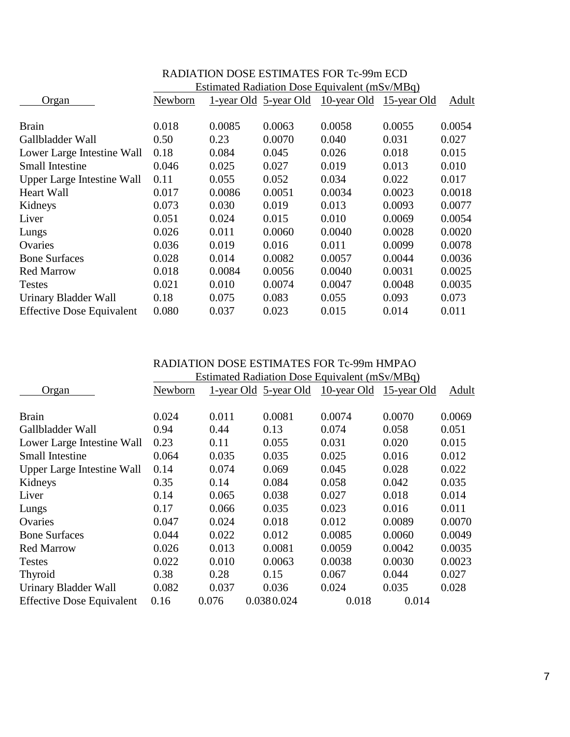RADIATION DOSE ESTIMATES FOR Tc-99m ECD

| Organ | Estimated Radiation Dose Equivalent (mSv/MBq) | | | | | |
|---|---|---|---|---|---|---|
| | Newborn | 1-year Old | 5-year Old | 10-year Old | 15-year Old | Adult |
| Brain | 0.018 | 0.0085 | 0.0063 | 0.0058 | 0.0055 | 0.0054 |
| Gallbladder Wall | 0.50 | 0.23 | 0.0070 | 0.040 | 0.031 | 0.027 |
| Lower Large Intestine Wall | 0.18 | 0.084 | 0.045 | 0.026 | 0.018 | 0.015 |
| Small Intestine | 0.046 | 0.025 | 0.027 | 0.019 | 0.013 | 0.010 |
| Upper Large Intestine Wall | 0.11 | 0.055 | 0.052 | 0.034 | 0.022 | 0.017 |
| Heart Wall | 0.017 | 0.0086 | 0.0051 | 0.0034 | 0.0023 | 0.0018 |
| Kidneys | 0.073 | 0.030 | 0.019 | 0.013 | 0.0093 | 0.0077 |
| Liver | 0.051 | 0.024 | 0.015 | 0.010 | 0.0069 | 0.0054 |
| Lungs | 0.026 | 0.011 | 0.0060 | 0.0040 | 0.0028 | 0.0020 |
| Ovaries | 0.036 | 0.019 | 0.016 | 0.011 | 0.0099 | 0.0078 |
| Bone Surfaces | 0.028 | 0.014 | 0.0082 | 0.0057 | 0.0044 | 0.0036 |
| Red Marrow | 0.018 | 0.0084 | 0.0056 | 0.0040 | 0.0031 | 0.0025 |
| Testes | 0.021 | 0.010 | 0.0074 | 0.0047 | 0.0048 | 0.0035 |
| Urinary Bladder Wall | 0.18 | 0.075 | 0.083 | 0.055 | 0.093 | 0.073 |
| Effective Dose Equivalent | 0.080 | 0.037 | 0.023 | 0.015 | 0.014 | 0.011 |

RADIATION DOSE ESTIMATES FOR Tc-99m HMPAO

| Organ | Estimated Radiation Dose Equivalent (mSv/MBq) | | | | | |
|---|---|---|---|---|---|---|
| | Newborn | 1-year Old | 5-year Old | 10-year Old | 15-year Old | Adult |
| Brain | 0.024 | 0.011 | 0.0081 | 0.0074 | 0.0070 | 0.0069 |
| Gallbladder Wall | 0.94 | 0.44 | 0.13 | 0.074 | 0.058 | 0.051 |
| Lower Large Intestine Wall | 0.23 | 0.11 | 0.055 | 0.031 | 0.020 | 0.015 |
| Small Intestine | 0.064 | 0.035 | 0.035 | 0.025 | 0.016 | 0.012 |
| Upper Large Intestine Wall | 0.14 | 0.074 | 0.069 | 0.045 | 0.028 | 0.022 |
| Kidneys | 0.35 | 0.14 | 0.084 | 0.058 | 0.042 | 0.035 |
| Liver | 0.14 | 0.065 | 0.038 | 0.027 | 0.018 | 0.014 |
| Lungs | 0.17 | 0.066 | 0.035 | 0.023 | 0.016 | 0.011 |
| Ovaries | 0.047 | 0.024 | 0.018 | 0.012 | 0.0089 | 0.0070 |
| Bone Surfaces | 0.044 | 0.022 | 0.012 | 0.0085 | 0.0060 | 0.0049 |
| Red Marrow | 0.026 | 0.013 | 0.0081 | 0.0059 | 0.0042 | 0.0035 |
| Testes | 0.022 | 0.010 | 0.0063 | 0.0038 | 0.0030 | 0.0023 |
| Thyroid | 0.38 | 0.28 | 0.15 | 0.067 | 0.044 | 0.027 |
| Urinary Bladder Wall | 0.082 | 0.037 | 0.036 | 0.024 | 0.035 | 0.028 |
| Effective Dose Equivalent | 0.16 | 0.076 | 0.038 | 0.024 | 0.018 | 0.014 |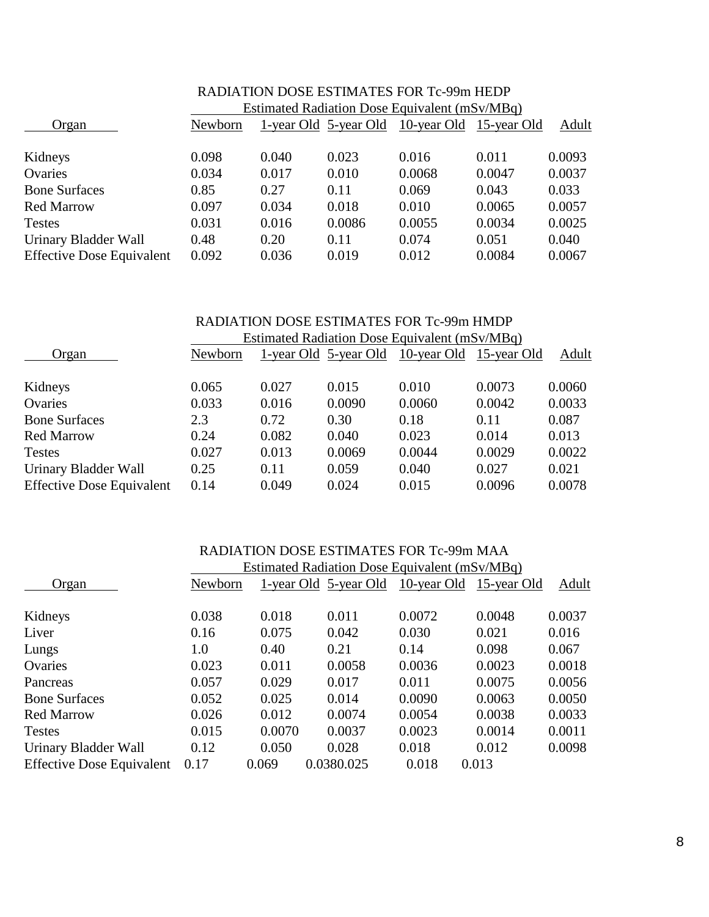## RADIATION DOSE ESTIMATES FOR Tc-99m HEDP

| Organ | Estimated Radiation Dose Equivalent (mSv/MBq) | | | | | |
|---|---|---|---|---|---|---|
| | Newborn | 1-year Old | 5-year Old | 10-year Old | 15-year Old | Adult |
| Kidneys | 0.098 | 0.040 | 0.023 | 0.016 | 0.011 | 0.0093 |
| Ovaries | 0.034 | 0.017 | 0.010 | 0.0068 | 0.0047 | 0.0037 |
| Bone Surfaces | 0.85 | 0.27 | 0.11 | 0.069 | 0.043 | 0.033 |
| Red Marrow | 0.097 | 0.034 | 0.018 | 0.010 | 0.0065 | 0.0057 |
| Testes | 0.031 | 0.016 | 0.0086 | 0.0055 | 0.0034 | 0.0025 |
| Urinary Bladder Wall | 0.48 | 0.20 | 0.11 | 0.074 | 0.051 | 0.040 |
| Effective Dose Equivalent | 0.092 | 0.036 | 0.019 | 0.012 | 0.0084 | 0.0067 |

## RADIATION DOSE ESTIMATES FOR Tc-99m HMDP

| Organ | Estimated Radiation Dose Equivalent (mSv/MBq) | | | | | |
|---|---|---|---|---|---|---|
| | Newborn | 1-year Old | 5-year Old | 10-year Old | 15-year Old | Adult |
| Kidneys | 0.065 | 0.027 | 0.015 | 0.010 | 0.0073 | 0.0060 |
| Ovaries | 0.033 | 0.016 | 0.0090 | 0.0060 | 0.0042 | 0.0033 |
| Bone Surfaces | 2.3 | 0.72 | 0.30 | 0.18 | 0.11 | 0.087 |
| Red Marrow | 0.24 | 0.082 | 0.040 | 0.023 | 0.014 | 0.013 |
| Testes | 0.027 | 0.013 | 0.0069 | 0.0044 | 0.0029 | 0.0022 |
| Urinary Bladder Wall | 0.25 | 0.11 | 0.059 | 0.040 | 0.027 | 0.021 |
| Effective Dose Equivalent | 0.14 | 0.049 | 0.024 | 0.015 | 0.0096 | 0.0078 |

## RADIATION DOSE ESTIMATES FOR Tc-99m MAA

| Organ | Estimated Radiation Dose Equivalent (mSv/MBq) | | | | | |
|---|---|---|---|---|---|---|
| | Newborn | 1-year Old | 5-year Old | 10-year Old | 15-year Old | Adult |
| Kidneys | 0.038 | 0.018 | 0.011 | 0.0072 | 0.0048 | 0.0037 |
| Liver | 0.16 | 0.075 | 0.042 | 0.030 | 0.021 | 0.016 |
| Lungs | 1.0 | 0.40 | 0.21 | 0.14 | 0.098 | 0.067 |
| Ovaries | 0.023 | 0.011 | 0.0058 | 0.0036 | 0.0023 | 0.0018 |
| Pancreas | 0.057 | 0.029 | 0.017 | 0.011 | 0.0075 | 0.0056 |
| Bone Surfaces | 0.052 | 0.025 | 0.014 | 0.0090 | 0.0063 | 0.0050 |
| Red Marrow | 0.026 | 0.012 | 0.0074 | 0.0054 | 0.0038 | 0.0033 |
| Testes | 0.015 | 0.0070 | 0.0037 | 0.0023 | 0.0014 | 0.0011 |
| Urinary Bladder Wall | 0.12 | 0.050 | 0.028 | 0.018 | 0.012 | 0.0098 |
| Effective Dose Equivalent | 0.17 | 0.069 | 0.038 | 0.025 | 0.018 | 0.013 |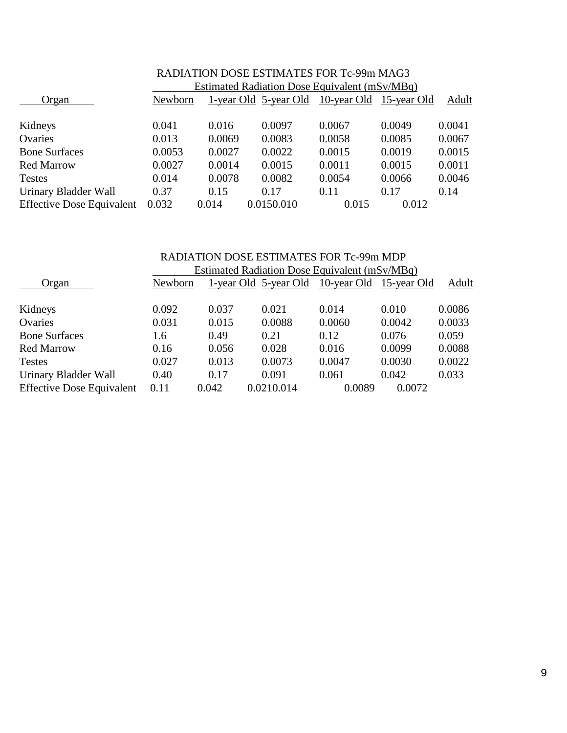RADIATION DOSE ESTIMATES FOR Tc-99m MAG3

| Organ | Estimated Radiation Dose Equivalent (mSv/MBq) | | | | | |
|---|---|---|---|---|---|---|
| | Newborn | 1-year Old | 5-year Old | 10-year Old | 15-year Old | Adult |
| Kidneys | 0.041 | 0.016 | 0.0097 | 0.0067 | 0.0049 | 0.0041 |
| Ovaries | 0.013 | 0.0069 | 0.0083 | 0.0058 | 0.0085 | 0.0067 |
| Bone Surfaces | 0.0053 | 0.0027 | 0.0022 | 0.0015 | 0.0019 | 0.0015 |
| Red Marrow | 0.0027 | 0.0014 | 0.0015 | 0.0011 | 0.0015 | 0.0011 |
| Testes | 0.014 | 0.0078 | 0.0082 | 0.0054 | 0.0066 | 0.0046 |
| Urinary Bladder Wall | 0.37 | 0.15 | 0.17 | 0.11 | 0.17 | 0.14 |
| Effective Dose Equivalent | 0.032 | 0.014 | 0.015 | 0.010 | 0.015 | 0.012 |

RADIATION DOSE ESTIMATES FOR Tc-99m MDP

| Organ | Estimated Radiation Dose Equivalent (mSv/MBq) | | | | | |
|---|---|---|---|---|---|---|
| | Newborn | 1-year Old | 5-year Old | 10-year Old | 15-year Old | Adult |
| Kidneys | 0.092 | 0.037 | 0.021 | 0.014 | 0.010 | 0.0086 |
| Ovaries | 0.031 | 0.015 | 0.0088 | 0.0060 | 0.0042 | 0.0033 |
| Bone Surfaces | 1.6 | 0.49 | 0.21 | 0.12 | 0.076 | 0.059 |
| Red Marrow | 0.16 | 0.056 | 0.028 | 0.016 | 0.0099 | 0.0088 |
| Testes | 0.027 | 0.013 | 0.0073 | 0.0047 | 0.0030 | 0.0022 |
| Urinary Bladder Wall | 0.40 | 0.17 | 0.091 | 0.061 | 0.042 | 0.033 |
| Effective Dose Equivalent | 0.11 | 0.042 | 0.021 | 0.014 | 0.0089 | 0.0072 |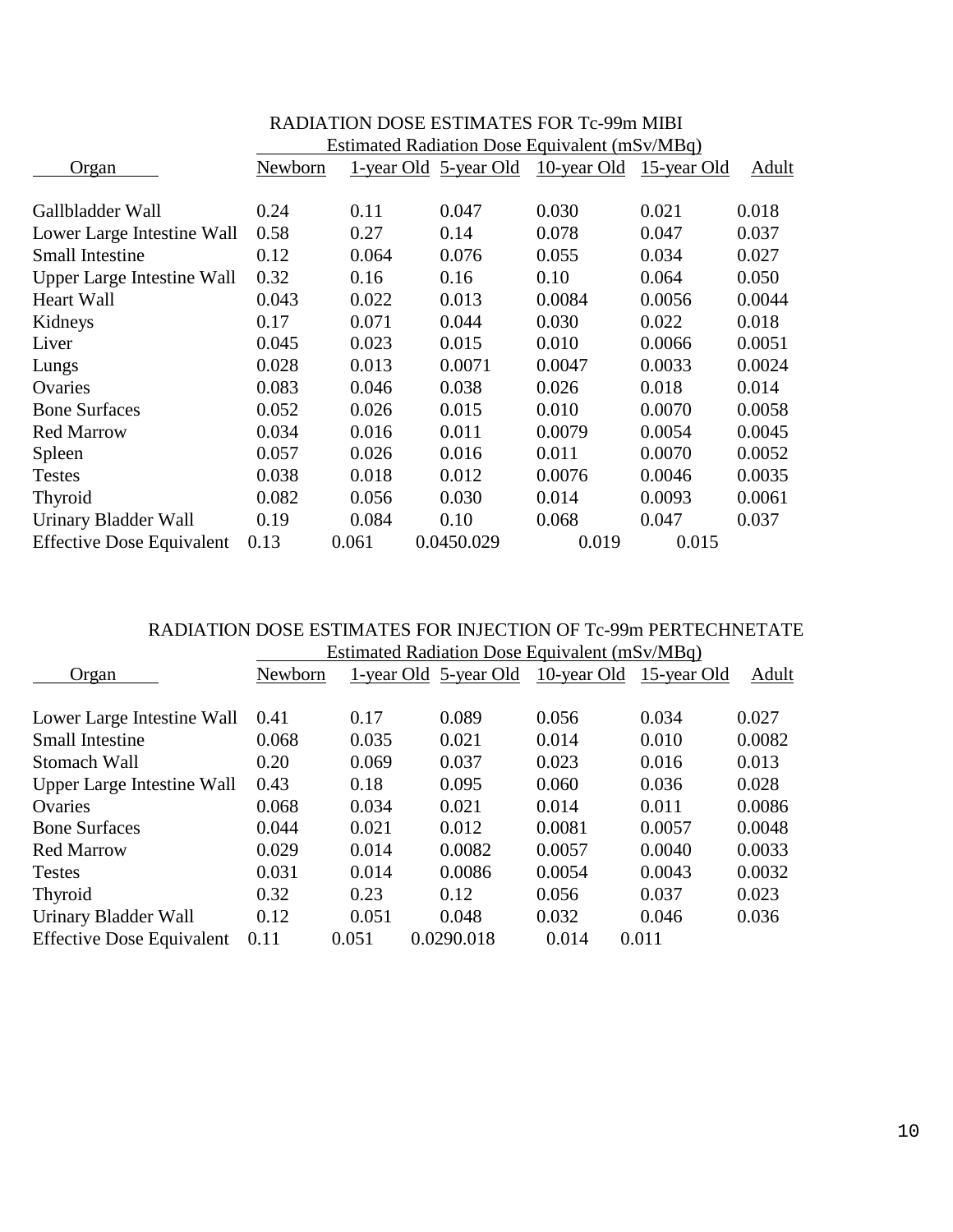## RADIATION DOSE ESTIMATES FOR Tc-99m MIBI

| Organ | Estimated Radiation Dose Equivalent (mSv/MBq) | | | | | |
|---|---|---|---|---|---|---|
| | Newborn | 1-year Old | 5-year Old | 10-year Old | 15-year Old | Adult |
| Gallbladder Wall | 0.24 | 0.11 | 0.047 | 0.030 | 0.021 | 0.018 |
| Lower Large Intestine Wall | 0.58 | 0.27 | 0.14 | 0.078 | 0.047 | 0.037 |
| Small Intestine | 0.12 | 0.064 | 0.076 | 0.055 | 0.034 | 0.027 |
| Upper Large Intestine Wall | 0.32 | 0.16 | 0.16 | 0.10 | 0.064 | 0.050 |
| Heart Wall | 0.043 | 0.022 | 0.013 | 0.0084 | 0.0056 | 0.0044 |
| Kidneys | 0.17 | 0.071 | 0.044 | 0.030 | 0.022 | 0.018 |
| Liver | 0.045 | 0.023 | 0.015 | 0.010 | 0.0066 | 0.0051 |
| Lungs | 0.028 | 0.013 | 0.0071 | 0.0047 | 0.0033 | 0.0024 |
| Ovaries | 0.083 | 0.046 | 0.038 | 0.026 | 0.018 | 0.014 |
| Bone Surfaces | 0.052 | 0.026 | 0.015 | 0.010 | 0.0070 | 0.0058 |
| Red Marrow | 0.034 | 0.016 | 0.011 | 0.0079 | 0.0054 | 0.0045 |
| Spleen | 0.057 | 0.026 | 0.016 | 0.011 | 0.0070 | 0.0052 |
| Testes | 0.038 | 0.018 | 0.012 | 0.0076 | 0.0046 | 0.0035 |
| Thyroid | 0.082 | 0.056 | 0.030 | 0.014 | 0.0093 | 0.0061 |
| Urinary Bladder Wall | 0.19 | 0.084 | 0.10 | 0.068 | 0.047 | 0.037 |
| Effective Dose Equivalent | 0.13 | 0.061 | 0.045 | 0.029 | 0.019 | 0.015 |

## RADIATION DOSE ESTIMATES FOR INJECTION OF Tc-99m PERTECHNETATE

| Organ | Estimated Radiation Dose Equivalent (mSv/MBq) | | | | | |
|---|---|---|---|---|---|---|
| | Newborn | 1-year Old | 5-year Old | 10-year Old | 15-year Old | Adult |
| Lower Large Intestine Wall | 0.41 | 0.17 | 0.089 | 0.056 | 0.034 | 0.027 |
| Small Intestine | 0.068 | 0.035 | 0.021 | 0.014 | 0.010 | 0.0082 |
| Stomach Wall | 0.20 | 0.069 | 0.037 | 0.023 | 0.016 | 0.013 |
| Upper Large Intestine Wall | 0.43 | 0.18 | 0.095 | 0.060 | 0.036 | 0.028 |
| Ovaries | 0.068 | 0.034 | 0.021 | 0.014 | 0.011 | 0.0086 |
| Bone Surfaces | 0.044 | 0.021 | 0.012 | 0.0081 | 0.0057 | 0.0048 |
| Red Marrow | 0.029 | 0.014 | 0.0082 | 0.0057 | 0.0040 | 0.0033 |
| Testes | 0.031 | 0.014 | 0.0086 | 0.0054 | 0.0043 | 0.0032 |
| Thyroid | 0.32 | 0.23 | 0.12 | 0.056 | 0.037 | 0.023 |
| Urinary Bladder Wall | 0.12 | 0.051 | 0.048 | 0.032 | 0.046 | 0.036 |
| Effective Dose Equivalent | 0.11 | 0.051 | 0.029 | 0.018 | 0.014 | 0.011 |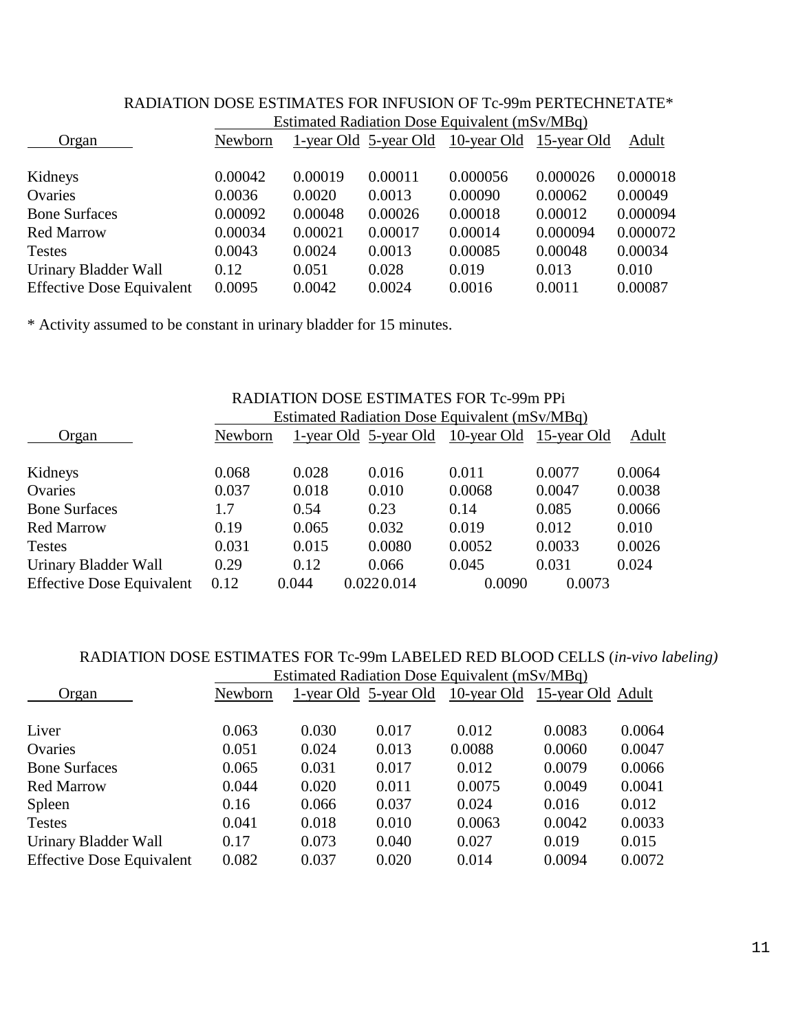## RADIATION DOSE ESTIMATES FOR INFUSION OF Tc-99m PERTECHNETATE*

| Organ | Estimated Radiation Dose Equivalent (mSv/MBq) | | | | | |
|---|---|---|---|---|---|---|
| | Newborn | 1-year Old | 5-year Old | 10-year Old | 15-year Old | Adult |
| Kidneys | 0.00042 | 0.00019 | 0.00011 | 0.000056 | 0.000026 | 0.000018 |
| Ovaries | 0.0036 | 0.0020 | 0.0013 | 0.00090 | 0.00062 | 0.00049 |
| Bone Surfaces | 0.00092 | 0.00048 | 0.00026 | 0.00018 | 0.00012 | 0.000094 |
| Red Marrow | 0.00034 | 0.00021 | 0.00017 | 0.00014 | 0.000094 | 0.000072 |
| Testes | 0.0043 | 0.0024 | 0.0013 | 0.00085 | 0.00048 | 0.00034 |
| Urinary Bladder Wall | 0.12 | 0.051 | 0.028 | 0.019 | 0.013 | 0.010 |
| Effective Dose Equivalent | 0.0095 | 0.0042 | 0.0024 | 0.0016 | 0.0011 | 0.00087 |

* Activity assumed to be constant in urinary bladder for 15 minutes.

## RADIATION DOSE ESTIMATES FOR Tc-99m PPi

| Organ | Estimated Radiation Dose Equivalent (mSv/MBq) | | | | | |
|---|---|---|---|---|---|---|
| | Newborn | 1-year Old | 5-year Old | 10-year Old | 15-year Old | Adult |
| Kidneys | 0.068 | 0.028 | 0.016 | 0.011 | 0.0077 | 0.0064 |
| Ovaries | 0.037 | 0.018 | 0.010 | 0.0068 | 0.0047 | 0.0038 |
| Bone Surfaces | 1.7 | 0.54 | 0.23 | 0.14 | 0.085 | 0.0066 |
| Red Marrow | 0.19 | 0.065 | 0.032 | 0.019 | 0.012 | 0.010 |
| Testes | 0.031 | 0.015 | 0.0080 | 0.0052 | 0.0033 | 0.0026 |
| Urinary Bladder Wall | 0.29 | 0.12 | 0.066 | 0.045 | 0.031 | 0.024 |
| Effective Dose Equivalent | 0.12 | 0.044 | 0.022 | 0.014 | 0.0090 | 0.0073 |

## RADIATION DOSE ESTIMATES FOR Tc-99m LABELED RED BLOOD CELLS (*in-vivo labeling)*

| Organ | Estimated Radiation Dose Equivalent (mSv/MBq) | | | | | |
|---|---|---|---|---|---|---|
| | Newborn | 1-year Old | 5-year Old | 10-year Old | 15-year Old | Adult |
| Liver | 0.063 | 0.030 | 0.017 | 0.012 | 0.0083 | 0.0064 |
| Ovaries | 0.051 | 0.024 | 0.013 | 0.0088 | 0.0060 | 0.0047 |
| Bone Surfaces | 0.065 | 0.031 | 0.017 | 0.012 | 0.0079 | 0.0066 |
| Red Marrow | 0.044 | 0.020 | 0.011 | 0.0075 | 0.0049 | 0.0041 |
| Spleen | 0.16 | 0.066 | 0.037 | 0.024 | 0.016 | 0.012 |
| Testes | 0.041 | 0.018 | 0.010 | 0.0063 | 0.0042 | 0.0033 |
| Urinary Bladder Wall | 0.17 | 0.073 | 0.040 | 0.027 | 0.019 | 0.015 |
| Effective Dose Equivalent | 0.082 | 0.037 | 0.020 | 0.014 | 0.0094 | 0.0072 |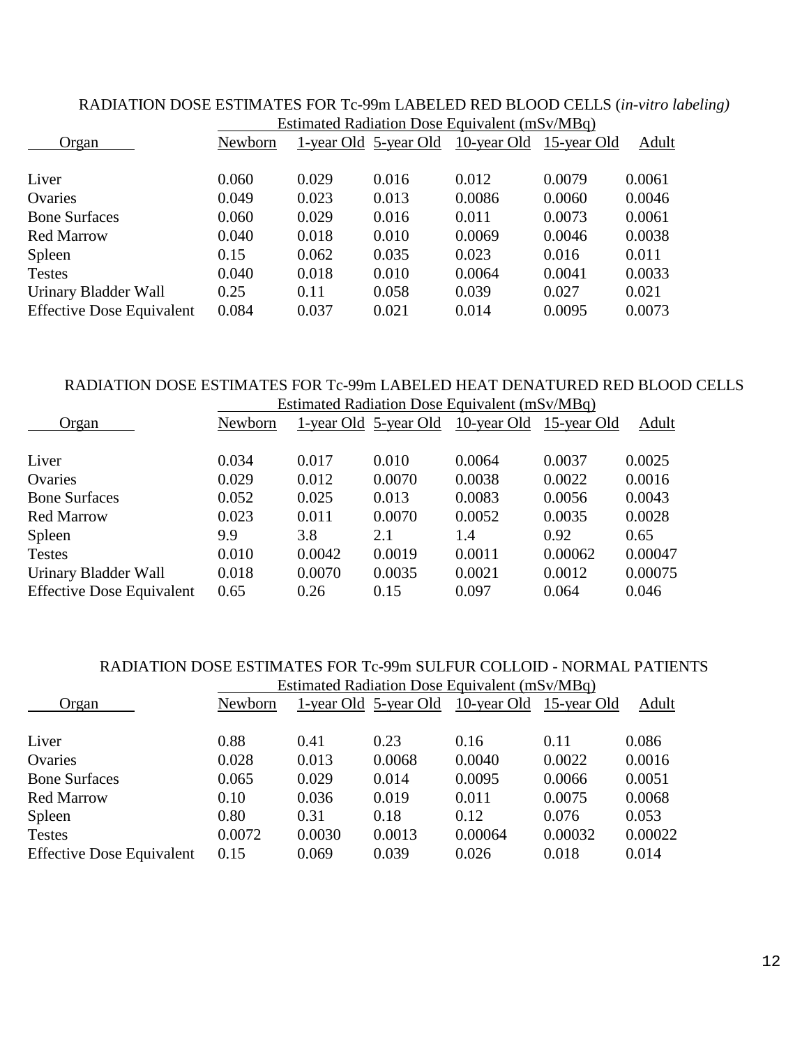RADIATION DOSE ESTIMATES FOR Tc-99m LABELED RED BLOOD CELLS (*in-vitro labeling)*

| Organ | Estimated Radiation Dose Equivalent (mSv/MBq) | | | | | |
|---|---|---|---|---|---|---|
| | Newborn | 1-year Old | 5-year Old | 10-year Old | 15-year Old | Adult |
| Liver | 0.060 | 0.029 | 0.016 | 0.012 | 0.0079 | 0.0061 |
| Ovaries | 0.049 | 0.023 | 0.013 | 0.0086 | 0.0060 | 0.0046 |
| Bone Surfaces | 0.060 | 0.029 | 0.016 | 0.011 | 0.0073 | 0.0061 |
| Red Marrow | 0.040 | 0.018 | 0.010 | 0.0069 | 0.0046 | 0.0038 |
| Spleen | 0.15 | 0.062 | 0.035 | 0.023 | 0.016 | 0.011 |
| Testes | 0.040 | 0.018 | 0.010 | 0.0064 | 0.0041 | 0.0033 |
| Urinary Bladder Wall | 0.25 | 0.11 | 0.058 | 0.039 | 0.027 | 0.021 |
| Effective Dose Equivalent | 0.084 | 0.037 | 0.021 | 0.014 | 0.0095 | 0.0073 |

RADIATION DOSE ESTIMATES FOR Tc-99m LABELED HEAT DENATURED RED BLOOD CELLS

| Organ | Estimated Radiation Dose Equivalent (mSv/MBq) | | | | | |
|---|---|---|---|---|---|---|
| | Newborn | 1-year Old | 5-year Old | 10-year Old | 15-year Old | Adult |
| Liver | 0.034 | 0.017 | 0.010 | 0.0064 | 0.0037 | 0.0025 |
| Ovaries | 0.029 | 0.012 | 0.0070 | 0.0038 | 0.0022 | 0.0016 |
| Bone Surfaces | 0.052 | 0.025 | 0.013 | 0.0083 | 0.0056 | 0.0043 |
| Red Marrow | 0.023 | 0.011 | 0.0070 | 0.0052 | 0.0035 | 0.0028 |
| Spleen | 9.9 | 3.8 | 2.1 | 1.4 | 0.92 | 0.65 |
| Testes | 0.010 | 0.0042 | 0.0019 | 0.0011 | 0.00062 | 0.00047 |
| Urinary Bladder Wall | 0.018 | 0.0070 | 0.0035 | 0.0021 | 0.0012 | 0.00075 |
| Effective Dose Equivalent | 0.65 | 0.26 | 0.15 | 0.097 | 0.064 | 0.046 |

RADIATION DOSE ESTIMATES FOR Tc-99m SULFUR COLLOID - NORMAL PATIENTS

| Organ | Estimated Radiation Dose Equivalent (mSv/MBq) | | | | | |
|---|---|---|---|---|---|---|
| | Newborn | 1-year Old | 5-year Old | 10-year Old | 15-year Old | Adult |
| Liver | 0.88 | 0.41 | 0.23 | 0.16 | 0.11 | 0.086 |
| Ovaries | 0.028 | 0.013 | 0.0068 | 0.0040 | 0.0022 | 0.0016 |
| Bone Surfaces | 0.065 | 0.029 | 0.014 | 0.0095 | 0.0066 | 0.0051 |
| Red Marrow | 0.10 | 0.036 | 0.019 | 0.011 | 0.0075 | 0.0068 |
| Spleen | 0.80 | 0.31 | 0.18 | 0.12 | 0.076 | 0.053 |
| Testes | 0.0072 | 0.0030 | 0.0013 | 0.00064 | 0.00032 | 0.00022 |
| Effective Dose Equivalent | 0.15 | 0.069 | 0.039 | 0.026 | 0.018 | 0.014 |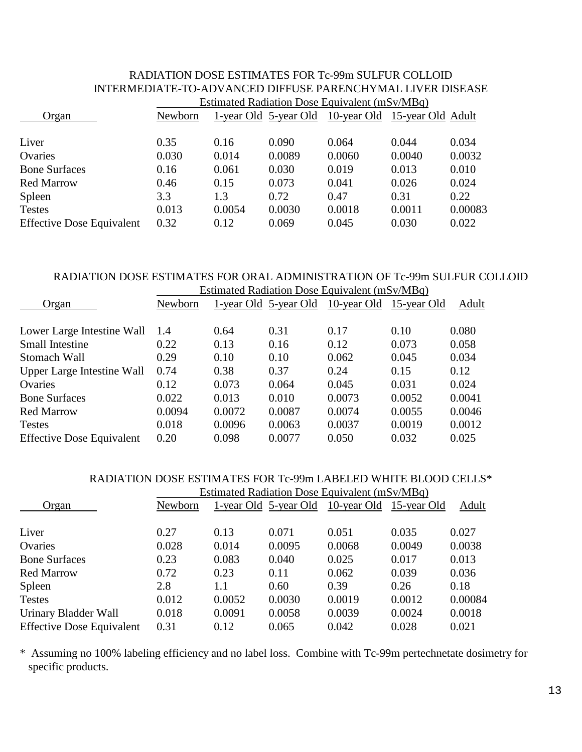## RADIATION DOSE ESTIMATES FOR Tc-99m SULFUR COLLOID INTERMEDIATE-TO-ADVANCED DIFFUSE PARENCHYMAL LIVER DISEASE

| Organ | Estimated Radiation Dose Equivalent (mSv/MBq) | | | | | |
|---|---|---|---|---|---|---|
| | Newborn | 1-year Old | 5-year Old | 10-year Old | 15-year Old | Adult |
| Liver | 0.35 | 0.16 | 0.090 | 0.064 | 0.044 | 0.034 |
| Ovaries | 0.030 | 0.014 | 0.0089 | 0.0060 | 0.0040 | 0.0032 |
| Bone Surfaces | 0.16 | 0.061 | 0.030 | 0.019 | 0.013 | 0.010 |
| Red Marrow | 0.46 | 0.15 | 0.073 | 0.041 | 0.026 | 0.024 |
| Spleen | 3.3 | 1.3 | 0.72 | 0.47 | 0.31 | 0.22 |
| Testes | 0.013 | 0.0054 | 0.0030 | 0.0018 | 0.0011 | 0.00083 |
| Effective Dose Equivalent | 0.32 | 0.12 | 0.069 | 0.045 | 0.030 | 0.022 |

## RADIATION DOSE ESTIMATES FOR ORAL ADMINISTRATION OF Tc-99m SULFUR COLLOID

| Organ | Estimated Radiation Dose Equivalent (mSv/MBq) | | | | | |
|---|---|---|---|---|---|---|
| | Newborn | 1-year Old | 5-year Old | 10-year Old | 15-year Old | Adult |
| Lower Large Intestine Wall | 1.4 | 0.64 | 0.31 | 0.17 | 0.10 | 0.080 |
| Small Intestine | 0.22 | 0.13 | 0.16 | 0.12 | 0.073 | 0.058 |
| Stomach Wall | 0.29 | 0.10 | 0.10 | 0.062 | 0.045 | 0.034 |
| Upper Large Intestine Wall | 0.74 | 0.38 | 0.37 | 0.24 | 0.15 | 0.12 |
| Ovaries | 0.12 | 0.073 | 0.064 | 0.045 | 0.031 | 0.024 |
| Bone Surfaces | 0.022 | 0.013 | 0.010 | 0.0073 | 0.0052 | 0.0041 |
| Red Marrow | 0.0094 | 0.0072 | 0.0087 | 0.0074 | 0.0055 | 0.0046 |
| Testes | 0.018 | 0.0096 | 0.0063 | 0.0037 | 0.0019 | 0.0012 |
| Effective Dose Equivalent | 0.20 | 0.098 | 0.0077 | 0.050 | 0.032 | 0.025 |

## RADIATION DOSE ESTIMATES FOR Tc-99m LABELED WHITE BLOOD CELLS*

| Organ | Estimated Radiation Dose Equivalent (mSv/MBq) | | | | | |
|---|---|---|---|---|---|---|
| | Newborn | 1-year Old | 5-year Old | 10-year Old | 15-year Old | Adult |
| Liver | 0.27 | 0.13 | 0.071 | 0.051 | 0.035 | 0.027 |
| Ovaries | 0.028 | 0.014 | 0.0095 | 0.0068 | 0.0049 | 0.0038 |
| Bone Surfaces | 0.23 | 0.083 | 0.040 | 0.025 | 0.017 | 0.013 |
| Red Marrow | 0.72 | 0.23 | 0.11 | 0.062 | 0.039 | 0.036 |
| Spleen | 2.8 | 1.1 | 0.60 | 0.39 | 0.26 | 0.18 |
| Testes | 0.012 | 0.0052 | 0.0030 | 0.0019 | 0.0012 | 0.00084 |
| Urinary Bladder Wall | 0.018 | 0.0091 | 0.0058 | 0.0039 | 0.0024 | 0.0018 |
| Effective Dose Equivalent | 0.31 | 0.12 | 0.065 | 0.042 | 0.028 | 0.021 |

* Assuming no 100% labeling efficiency and no label loss. Combine with Tc-99m pertechnetate dosimetry for specific products.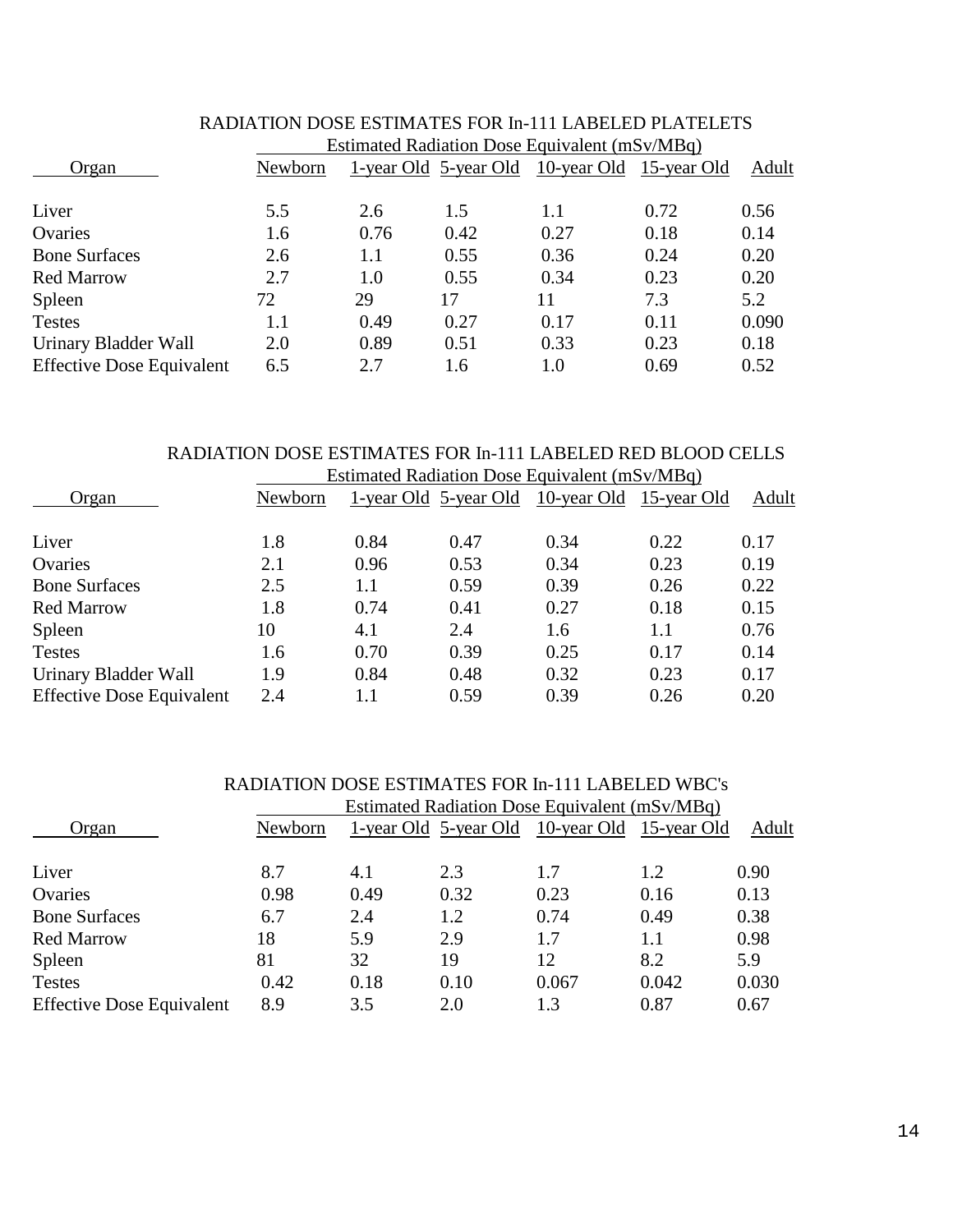## RADIATION DOSE ESTIMATES FOR In-111 LABELED PLATELETS

| Organ | Estimated Radiation Dose Equivalent (mSv/MBq) | | | | | |
|---|---|---|---|---|---|---|
| | Newborn | 1-year Old | 5-year Old | 10-year Old | 15-year Old | Adult |
| Liver | 5.5 | 2.6 | 1.5 | 1.1 | 0.72 | 0.56 |
| Ovaries | 1.6 | 0.76 | 0.42 | 0.27 | 0.18 | 0.14 |
| Bone Surfaces | 2.6 | 1.1 | 0.55 | 0.36 | 0.24 | 0.20 |
| Red Marrow | 2.7 | 1.0 | 0.55 | 0.34 | 0.23 | 0.20 |
| Spleen | 72 | 29 | 17 | 11 | 7.3 | 5.2 |
| Testes | 1.1 | 0.49 | 0.27 | 0.17 | 0.11 | 0.090 |
| Urinary Bladder Wall | 2.0 | 0.89 | 0.51 | 0.33 | 0.23 | 0.18 |
| Effective Dose Equivalent | 6.5 | 2.7 | 1.6 | 1.0 | 0.69 | 0.52 |

## RADIATION DOSE ESTIMATES FOR In-111 LABELED RED BLOOD CELLS

| Organ | Estimated Radiation Dose Equivalent (mSv/MBq) | | | | | |
|---|---|---|---|---|---|---|
| | Newborn | 1-year Old | 5-year Old | 10-year Old | 15-year Old | Adult |
| Liver | 1.8 | 0.84 | 0.47 | 0.34 | 0.22 | 0.17 |
| Ovaries | 2.1 | 0.96 | 0.53 | 0.34 | 0.23 | 0.19 |
| Bone Surfaces | 2.5 | 1.1 | 0.59 | 0.39 | 0.26 | 0.22 |
| Red Marrow | 1.8 | 0.74 | 0.41 | 0.27 | 0.18 | 0.15 |
| Spleen | 10 | 4.1 | 2.4 | 1.6 | 1.1 | 0.76 |
| Testes | 1.6 | 0.70 | 0.39 | 0.25 | 0.17 | 0.14 |
| Urinary Bladder Wall | 1.9 | 0.84 | 0.48 | 0.32 | 0.23 | 0.17 |
| Effective Dose Equivalent | 2.4 | 1.1 | 0.59 | 0.39 | 0.26 | 0.20 |

## RADIATION DOSE ESTIMATES FOR In-111 LABELED WBC's

| Organ | Estimated Radiation Dose Equivalent (mSv/MBq) | | | | | |
|---|---|---|---|---|---|---|
| | Newborn | 1-year Old | 5-year Old | 10-year Old | 15-year Old | Adult |
| Liver | 8.7 | 4.1 | 2.3 | 1.7 | 1.2 | 0.90 |
| Ovaries | 0.98 | 0.49 | 0.32 | 0.23 | 0.16 | 0.13 |
| Bone Surfaces | 6.7 | 2.4 | 1.2 | 0.74 | 0.49 | 0.38 |
| Red Marrow | 18 | 5.9 | 2.9 | 1.7 | 1.1 | 0.98 |
| Spleen | 81 | 32 | 19 | 12 | 8.2 | 5.9 |
| Testes | 0.42 | 0.18 | 0.10 | 0.067 | 0.042 | 0.030 |
| Effective Dose Equivalent | 8.9 | 3.5 | 2.0 | 1.3 | 0.87 | 0.67 |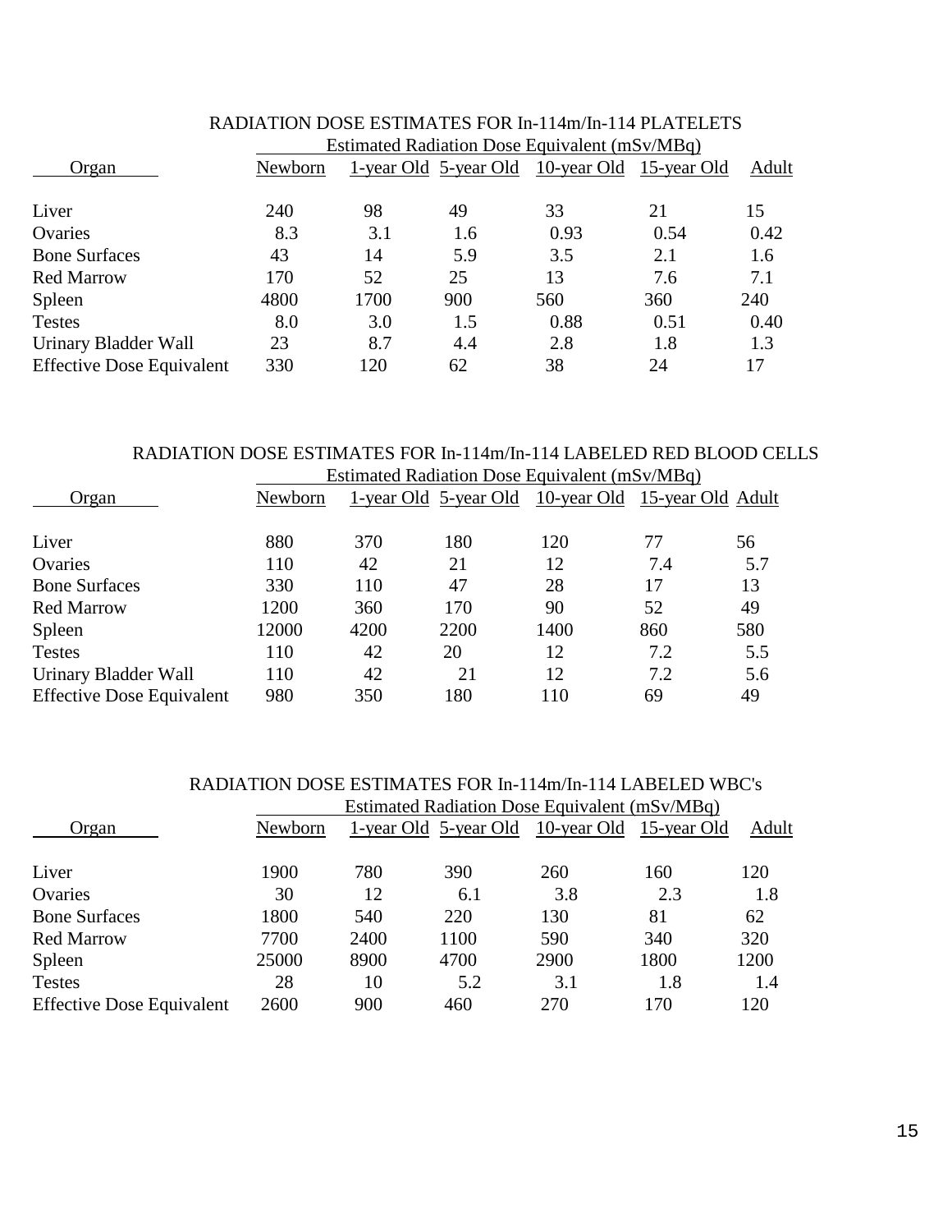RADIATION DOSE ESTIMATES FOR In-114m/In-114 PLATELETS

| Organ | Estimated Radiation Dose Equivalent (mSv/MBq) | | | | | |
|---|---|---|---|---|---|---|
| | Newborn | 1-year Old | 5-year Old | 10-year Old | 15-year Old | Adult |
| Liver | 240 | 98 | 49 | 33 | 21 | 15 |
| Ovaries | 8.3 | 3.1 | 1.6 | 0.93 | 0.54 | 0.42 |
| Bone Surfaces | 43 | 14 | 5.9 | 3.5 | 2.1 | 1.6 |
| Red Marrow | 170 | 52 | 25 | 13 | 7.6 | 7.1 |
| Spleen | 4800 | 1700 | 900 | 560 | 360 | 240 |
| Testes | 8.0 | 3.0 | 1.5 | 0.88 | 0.51 | 0.40 |
| Urinary Bladder Wall | 23 | 8.7 | 4.4 | 2.8 | 1.8 | 1.3 |
| Effective Dose Equivalent | 330 | 120 | 62 | 38 | 24 | 17 |

RADIATION DOSE ESTIMATES FOR In-114m/In-114 LABELED RED BLOOD CELLS

| Organ | Estimated Radiation Dose Equivalent (mSv/MBq) | | | | | |
|---|---|---|---|---|---|---|
| | Newborn | 1-year Old | 5-year Old | 10-year Old | 15-year Old | Adult |
| Liver | 880 | 370 | 180 | 120 | 77 | 56 |
| Ovaries | 110 | 42 | 21 | 12 | 7.4 | 5.7 |
| Bone Surfaces | 330 | 110 | 47 | 28 | 17 | 13 |
| Red Marrow | 1200 | 360 | 170 | 90 | 52 | 49 |
| Spleen | 12000 | 4200 | 2200 | 1400 | 860 | 580 |
| Testes | 110 | 42 | 20 | 12 | 7.2 | 5.5 |
| Urinary Bladder Wall | 110 | 42 | 21 | 12 | 7.2 | 5.6 |
| Effective Dose Equivalent | 980 | 350 | 180 | 110 | 69 | 49 |

RADIATION DOSE ESTIMATES FOR In-114m/In-114 LABELED WBC's

| Organ | Estimated Radiation Dose Equivalent (mSv/MBq) | | | | | |
|---|---|---|---|---|---|---|
| | Newborn | 1-year Old | 5-year Old | 10-year Old | 15-year Old | Adult |
| Liver | 1900 | 780 | 390 | 260 | 160 | 120 |
| Ovaries | 30 | 12 | 6.1 | 3.8 | 2.3 | 1.8 |
| Bone Surfaces | 1800 | 540 | 220 | 130 | 81 | 62 |
| Red Marrow | 7700 | 2400 | 1100 | 590 | 340 | 320 |
| Spleen | 25000 | 8900 | 4700 | 2900 | 1800 | 1200 |
| Testes | 28 | 10 | 5.2 | 3.1 | 1.8 | 1.4 |
| Effective Dose Equivalent | 2600 | 900 | 460 | 270 | 170 | 120 |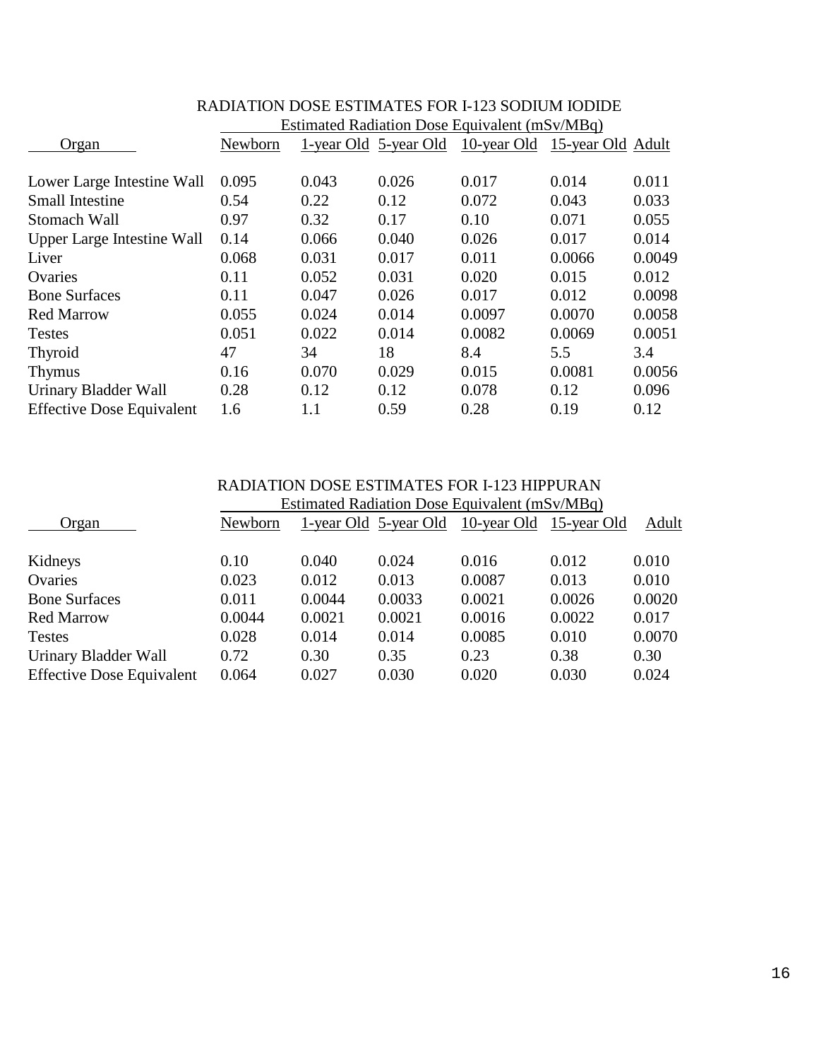## RADIATION DOSE ESTIMATES FOR I-123 SODIUM IODIDE

| Organ | Estimated Radiation Dose Equivalent (mSv/MBq) | | | | | |
|---|---|---|---|---|---|---|
| | Newborn | 1-year Old | 5-year Old | 10-year Old | 15-year Old | Adult |
| Lower Large Intestine Wall | 0.095 | 0.043 | 0.026 | 0.017 | 0.014 | 0.011 |
| Small Intestine | 0.54 | 0.22 | 0.12 | 0.072 | 0.043 | 0.033 |
| Stomach Wall | 0.97 | 0.32 | 0.17 | 0.10 | 0.071 | 0.055 |
| Upper Large Intestine Wall | 0.14 | 0.066 | 0.040 | 0.026 | 0.017 | 0.014 |
| Liver | 0.068 | 0.031 | 0.017 | 0.011 | 0.0066 | 0.0049 |
| Ovaries | 0.11 | 0.052 | 0.031 | 0.020 | 0.015 | 0.012 |
| Bone Surfaces | 0.11 | 0.047 | 0.026 | 0.017 | 0.012 | 0.0098 |
| Red Marrow | 0.055 | 0.024 | 0.014 | 0.0097 | 0.0070 | 0.0058 |
| Testes | 0.051 | 0.022 | 0.014 | 0.0082 | 0.0069 | 0.0051 |
| Thyroid | 47 | 34 | 18 | 8.4 | 5.5 | 3.4 |
| Thymus | 0.16 | 0.070 | 0.029 | 0.015 | 0.0081 | 0.0056 |
| Urinary Bladder Wall | 0.28 | 0.12 | 0.12 | 0.078 | 0.12 | 0.096 |
| Effective Dose Equivalent | 1.6 | 1.1 | 0.59 | 0.28 | 0.19 | 0.12 |

## RADIATION DOSE ESTIMATES FOR I-123 HIPPURAN

| Organ | Estimated Radiation Dose Equivalent (mSv/MBq) | | | | | |
|---|---|---|---|---|---|---|
| | Newborn | 1-year Old | 5-year Old | 10-year Old | 15-year Old | Adult |
| Kidneys | 0.10 | 0.040 | 0.024 | 0.016 | 0.012 | 0.010 |
| Ovaries | 0.023 | 0.012 | 0.013 | 0.0087 | 0.013 | 0.010 |
| Bone Surfaces | 0.011 | 0.0044 | 0.0033 | 0.0021 | 0.0026 | 0.0020 |
| Red Marrow | 0.0044 | 0.0021 | 0.0021 | 0.0016 | 0.0022 | 0.017 |
| Testes | 0.028 | 0.014 | 0.014 | 0.0085 | 0.010 | 0.0070 |
| Urinary Bladder Wall | 0.72 | 0.30 | 0.35 | 0.23 | 0.38 | 0.30 |
| Effective Dose Equivalent | 0.064 | 0.027 | 0.030 | 0.020 | 0.030 | 0.024 |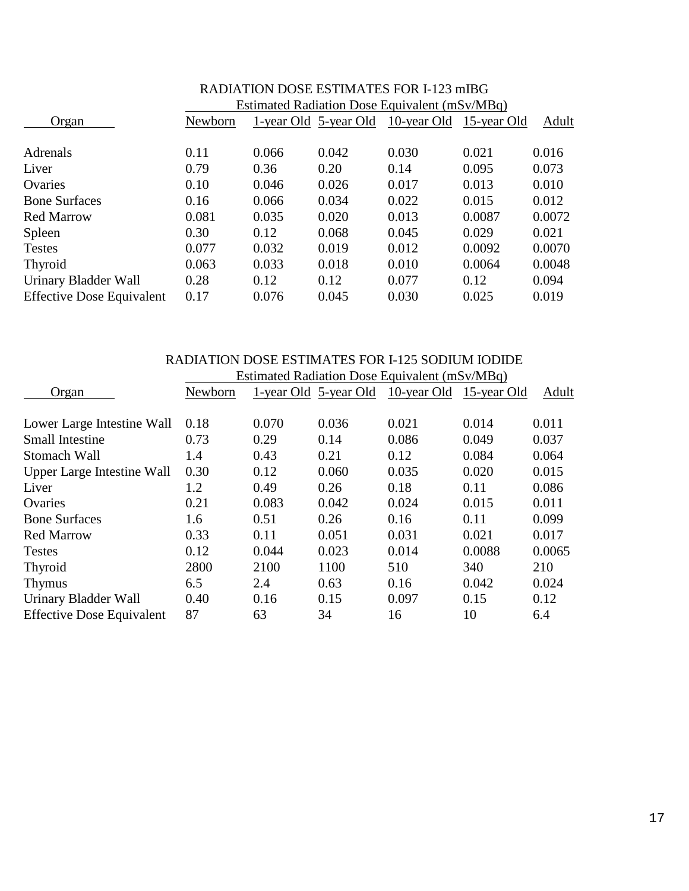## RADIATION DOSE ESTIMATES FOR I-123 mIBG

| Organ | Estimated Radiation Dose Equivalent (mSv/MBq) | | | | | |
|---|---|---|---|---|---|---|
| | Newborn | 1-year Old | 5-year Old | 10-year Old | 15-year Old | Adult |
| Adrenals | 0.11 | 0.066 | 0.042 | 0.030 | 0.021 | 0.016 |
| Liver | 0.79 | 0.36 | 0.20 | 0.14 | 0.095 | 0.073 |
| Ovaries | 0.10 | 0.046 | 0.026 | 0.017 | 0.013 | 0.010 |
| Bone Surfaces | 0.16 | 0.066 | 0.034 | 0.022 | 0.015 | 0.012 |
| Red Marrow | 0.081 | 0.035 | 0.020 | 0.013 | 0.0087 | 0.0072 |
| Spleen | 0.30 | 0.12 | 0.068 | 0.045 | 0.029 | 0.021 |
| Testes | 0.077 | 0.032 | 0.019 | 0.012 | 0.0092 | 0.0070 |
| Thyroid | 0.063 | 0.033 | 0.018 | 0.010 | 0.0064 | 0.0048 |
| Urinary Bladder Wall | 0.28 | 0.12 | 0.12 | 0.077 | 0.12 | 0.094 |
| Effective Dose Equivalent | 0.17 | 0.076 | 0.045 | 0.030 | 0.025 | 0.019 |

## RADIATION DOSE ESTIMATES FOR I-125 SODIUM IODIDE

| Organ | Estimated Radiation Dose Equivalent (mSv/MBq) | | | | | |
|---|---|---|---|---|---|---|
| | Newborn | 1-year Old | 5-year Old | 10-year Old | 15-year Old | Adult |
| Lower Large Intestine Wall | 0.18 | 0.070 | 0.036 | 0.021 | 0.014 | 0.011 |
| Small Intestine | 0.73 | 0.29 | 0.14 | 0.086 | 0.049 | 0.037 |
| Stomach Wall | 1.4 | 0.43 | 0.21 | 0.12 | 0.084 | 0.064 |
| Upper Large Intestine Wall | 0.30 | 0.12 | 0.060 | 0.035 | 0.020 | 0.015 |
| Liver | 1.2 | 0.49 | 0.26 | 0.18 | 0.11 | 0.086 |
| Ovaries | 0.21 | 0.083 | 0.042 | 0.024 | 0.015 | 0.011 |
| Bone Surfaces | 1.6 | 0.51 | 0.26 | 0.16 | 0.11 | 0.099 |
| Red Marrow | 0.33 | 0.11 | 0.051 | 0.031 | 0.021 | 0.017 |
| Testes | 0.12 | 0.044 | 0.023 | 0.014 | 0.0088 | 0.0065 |
| Thyroid | 2800 | 2100 | 1100 | 510 | 340 | 210 |
| Thymus | 6.5 | 2.4 | 0.63 | 0.16 | 0.042 | 0.024 |
| Urinary Bladder Wall | 0.40 | 0.16 | 0.15 | 0.097 | 0.15 | 0.12 |
| Effective Dose Equivalent | 87 | 63 | 34 | 16 | 10 | 6.4 |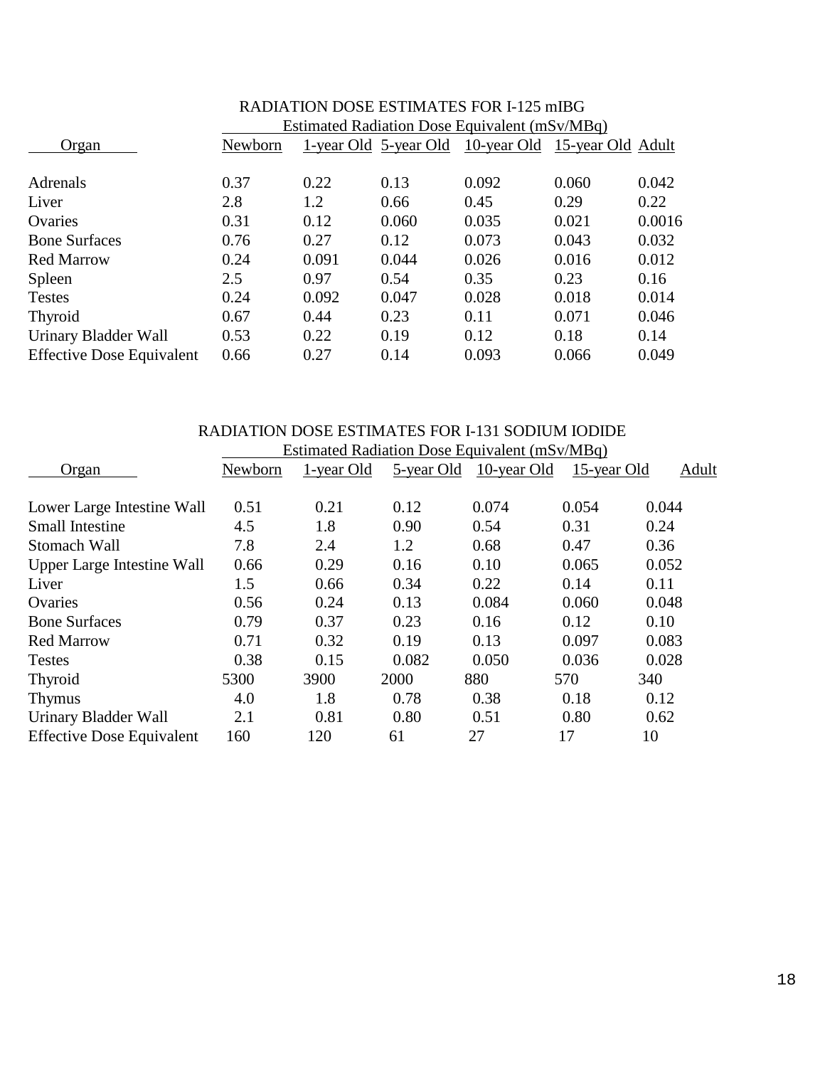## RADIATION DOSE ESTIMATES FOR I-125 mIBG

| Organ | Newborn | 1-year Old | 5-year Old | 10-year Old | 15-year Old | Adult |
|---|---|---|---|---|---|---|
| | Estimated Radiation Dose Equivalent (mSv/MBq) | | | | | |
| Adrenals | 0.37 | 0.22 | 0.13 | 0.092 | 0.060 | 0.042 |
| Liver | 2.8 | 1.2 | 0.66 | 0.45 | 0.29 | 0.22 |
| Ovaries | 0.31 | 0.12 | 0.060 | 0.035 | 0.021 | 0.0016 |
| Bone Surfaces | 0.76 | 0.27 | 0.12 | 0.073 | 0.043 | 0.032 |
| Red Marrow | 0.24 | 0.091 | 0.044 | 0.026 | 0.016 | 0.012 |
| Spleen | 2.5 | 0.97 | 0.54 | 0.35 | 0.23 | 0.16 |
| Testes | 0.24 | 0.092 | 0.047 | 0.028 | 0.018 | 0.014 |
| Thyroid | 0.67 | 0.44 | 0.23 | 0.11 | 0.071 | 0.046 |
| Urinary Bladder Wall | 0.53 | 0.22 | 0.19 | 0.12 | 0.18 | 0.14 |
| Effective Dose Equivalent | 0.66 | 0.27 | 0.14 | 0.093 | 0.066 | 0.049 |

## RADIATION DOSE ESTIMATES FOR I-131 SODIUM IODIDE

| Organ | Newborn | 1-year Old | 5-year Old | 10-year Old | 15-year Old | Adult |
|---|---|---|---|---|---|---|
| | Estimated Radiation Dose Equivalent (mSv/MBq) | | | | | |
| Lower Large Intestine Wall | 0.51 | 0.21 | 0.12 | 0.074 | 0.054 | 0.044 |
| Small Intestine | 4.5 | 1.8 | 0.90 | 0.54 | 0.31 | 0.24 |
| Stomach Wall | 7.8 | 2.4 | 1.2 | 0.68 | 0.47 | 0.36 |
| Upper Large Intestine Wall | 0.66 | 0.29 | 0.16 | 0.10 | 0.065 | 0.052 |
| Liver | 1.5 | 0.66 | 0.34 | 0.22 | 0.14 | 0.11 |
| Ovaries | 0.56 | 0.24 | 0.13 | 0.084 | 0.060 | 0.048 |
| Bone Surfaces | 0.79 | 0.37 | 0.23 | 0.16 | 0.12 | 0.10 |
| Red Marrow | 0.71 | 0.32 | 0.19 | 0.13 | 0.097 | 0.083 |
| Testes | 0.38 | 0.15 | 0.082 | 0.050 | 0.036 | 0.028 |
| Thyroid | 5300 | 3900 | 2000 | 880 | 570 | 340 |
| Thymus | 4.0 | 1.8 | 0.78 | 0.38 | 0.18 | 0.12 |
| Urinary Bladder Wall | 2.1 | 0.81 | 0.80 | 0.51 | 0.80 | 0.62 |
| Effective Dose Equivalent | 160 | 120 | 61 | 27 | 17 | 10 |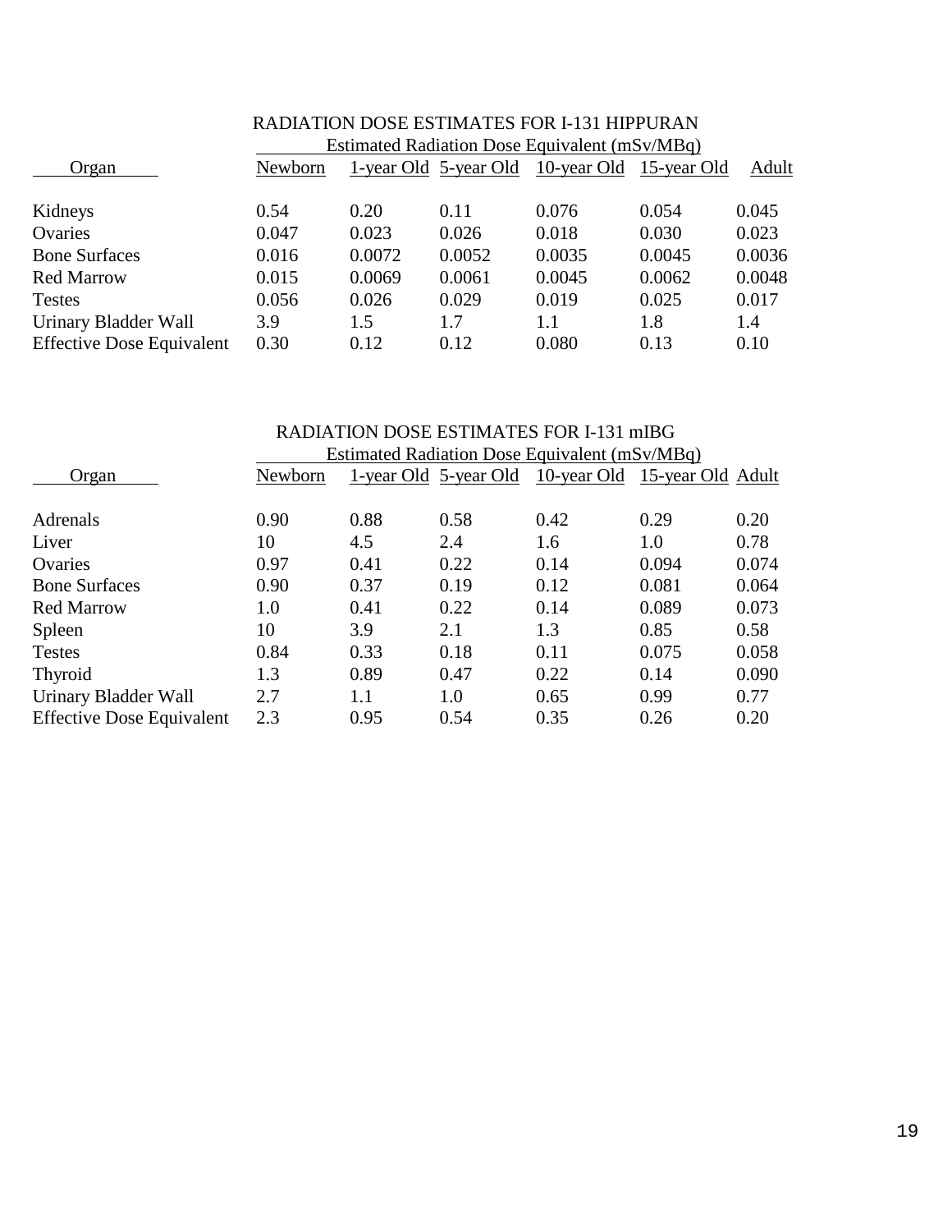RADIATION DOSE ESTIMATES FOR I-131 HIPPURAN

| Organ | Estimated Radiation Dose Equivalent (mSv/MBq) | | | | | |
|---|---|---|---|---|---|---|
| | Newborn | 1-year Old | 5-year Old | 10-year Old | 15-year Old | Adult |
| Kidneys | 0.54 | 0.20 | 0.11 | 0.076 | 0.054 | 0.045 |
| Ovaries | 0.047 | 0.023 | 0.026 | 0.018 | 0.030 | 0.023 |
| Bone Surfaces | 0.016 | 0.0072 | 0.0052 | 0.0035 | 0.0045 | 0.0036 |
| Red Marrow | 0.015 | 0.0069 | 0.0061 | 0.0045 | 0.0062 | 0.0048 |
| Testes | 0.056 | 0.026 | 0.029 | 0.019 | 0.025 | 0.017 |
| Urinary Bladder Wall | 3.9 | 1.5 | 1.7 | 1.1 | 1.8 | 1.4 |
| Effective Dose Equivalent | 0.30 | 0.12 | 0.12 | 0.080 | 0.13 | 0.10 |

RADIATION DOSE ESTIMATES FOR I-131 mIBG

| Organ | Estimated Radiation Dose Equivalent (mSv/MBq) | | | | | |
|---|---|---|---|---|---|---|
| | Newborn | 1-year Old | 5-year Old | 10-year Old | 15-year Old | Adult |
| Adrenals | 0.90 | 0.88 | 0.58 | 0.42 | 0.29 | 0.20 |
| Liver | 10 | 4.5 | 2.4 | 1.6 | 1.0 | 0.78 |
| Ovaries | 0.97 | 0.41 | 0.22 | 0.14 | 0.094 | 0.074 |
| Bone Surfaces | 0.90 | 0.37 | 0.19 | 0.12 | 0.081 | 0.064 |
| Red Marrow | 1.0 | 0.41 | 0.22 | 0.14 | 0.089 | 0.073 |
| Spleen | 10 | 3.9 | 2.1 | 1.3 | 0.85 | 0.58 |
| Testes | 0.84 | 0.33 | 0.18 | 0.11 | 0.075 | 0.058 |
| Thyroid | 1.3 | 0.89 | 0.47 | 0.22 | 0.14 | 0.090 |
| Urinary Bladder Wall | 2.7 | 1.1 | 1.0 | 0.65 | 0.99 | 0.77 |
| Effective Dose Equivalent | 2.3 | 0.95 | 0.54 | 0.35 | 0.26 | 0.20 |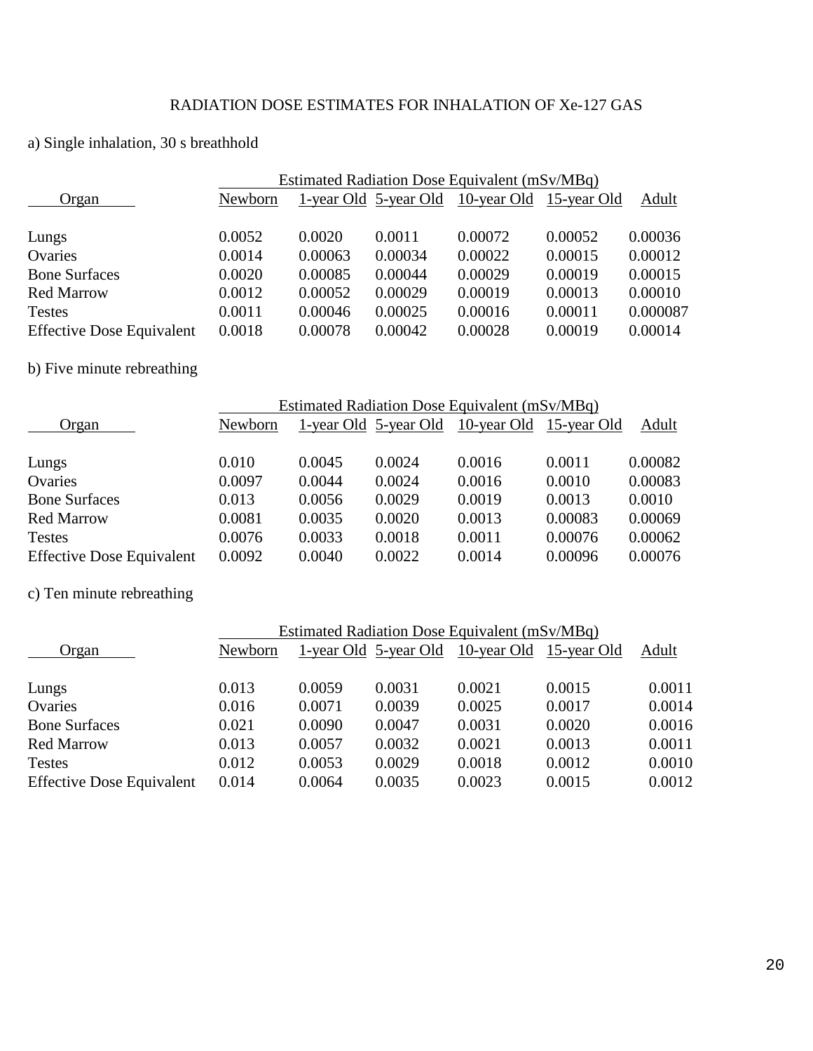# RADIATION DOSE ESTIMATES FOR INHALATION OF Xe-127 GAS

a) Single inhalation, 30 s breathhold

| Organ | Estimated Radiation Dose Equivalent (mSv/MBq) | | | | | |
|---|---|---|---|---|---|---|
| | Newborn | 1-year Old | 5-year Old | 10-year Old | 15-year Old | Adult |
| Lungs | 0.0052 | 0.0020 | 0.0011 | 0.00072 | 0.00052 | 0.00036 |
| Ovaries | 0.0014 | 0.00063 | 0.00034 | 0.00022 | 0.00015 | 0.00012 |
| Bone Surfaces | 0.0020 | 0.00085 | 0.00044 | 0.00029 | 0.00019 | 0.00015 |
| Red Marrow | 0.0012 | 0.00052 | 0.00029 | 0.00019 | 0.00013 | 0.00010 |
| Testes | 0.0011 | 0.00046 | 0.00025 | 0.00016 | 0.00011 | 0.000087 |
| Effective Dose Equivalent | 0.0018 | 0.00078 | 0.00042 | 0.00028 | 0.00019 | 0.00014 |

b) Five minute rebreathing

| Organ | Estimated Radiation Dose Equivalent (mSv/MBq) | | | | | |
|---|---|---|---|---|---|---|
| | Newborn | 1-year Old | 5-year Old | 10-year Old | 15-year Old | Adult |
| Lungs | 0.010 | 0.0045 | 0.0024 | 0.0016 | 0.0011 | 0.00082 |
| Ovaries | 0.0097 | 0.0044 | 0.0024 | 0.0016 | 0.0010 | 0.00083 |
| Bone Surfaces | 0.013 | 0.0056 | 0.0029 | 0.0019 | 0.0013 | 0.0010 |
| Red Marrow | 0.0081 | 0.0035 | 0.0020 | 0.0013 | 0.00083 | 0.00069 |
| Testes | 0.0076 | 0.0033 | 0.0018 | 0.0011 | 0.00076 | 0.00062 |
| Effective Dose Equivalent | 0.0092 | 0.0040 | 0.0022 | 0.0014 | 0.00096 | 0.00076 |

c) Ten minute rebreathing

| Organ | Estimated Radiation Dose Equivalent (mSv/MBq) | | | | | |
|---|---|---|---|---|---|---|
| | Newborn | 1-year Old | 5-year Old | 10-year Old | 15-year Old | Adult |
| Lungs | 0.013 | 0.0059 | 0.0031 | 0.0021 | 0.0015 | 0.0011 |
| Ovaries | 0.016 | 0.0071 | 0.0039 | 0.0025 | 0.0017 | 0.0014 |
| Bone Surfaces | 0.021 | 0.0090 | 0.0047 | 0.0031 | 0.0020 | 0.0016 |
| Red Marrow | 0.013 | 0.0057 | 0.0032 | 0.0021 | 0.0013 | 0.0011 |
| Testes | 0.012 | 0.0053 | 0.0029 | 0.0018 | 0.0012 | 0.0010 |
| Effective Dose Equivalent | 0.014 | 0.0064 | 0.0035 | 0.0023 | 0.0015 | 0.0012 |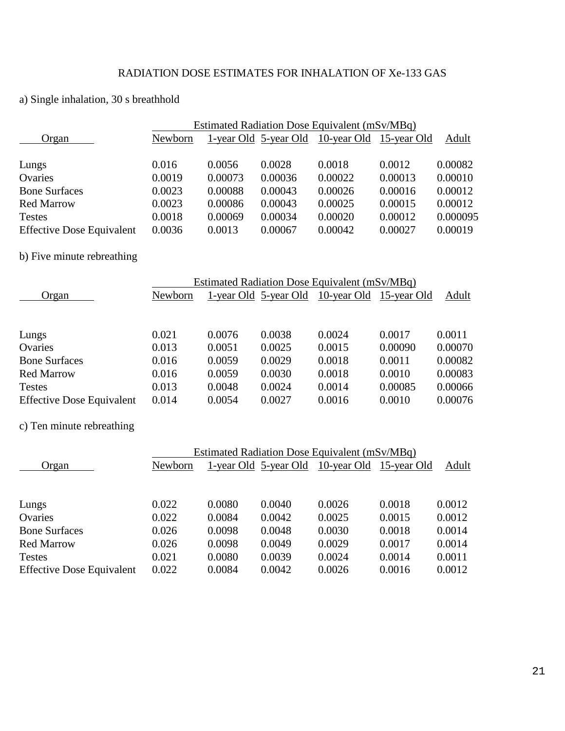# RADIATION DOSE ESTIMATES FOR INHALATION OF Xe-133 GAS

a) Single inhalation, 30 s breathhold

| Organ | Estimated Radiation Dose Equivalent (mSv/MBq) | | | | | |
|---|---|---|---|---|---|---|
| | Newborn | 1-year Old | 5-year Old | 10-year Old | 15-year Old | Adult |
| Lungs | 0.016 | 0.0056 | 0.0028 | 0.0018 | 0.0012 | 0.00082 |
| Ovaries | 0.0019 | 0.00073 | 0.00036 | 0.00022 | 0.00013 | 0.00010 |
| Bone Surfaces | 0.0023 | 0.00088 | 0.00043 | 0.00026 | 0.00016 | 0.00012 |
| Red Marrow | 0.0023 | 0.00086 | 0.00043 | 0.00025 | 0.00015 | 0.00012 |
| Testes | 0.0018 | 0.00069 | 0.00034 | 0.00020 | 0.00012 | 0.000095 |
| Effective Dose Equivalent | 0.0036 | 0.0013 | 0.00067 | 0.00042 | 0.00027 | 0.00019 |

b) Five minute rebreathing

| Organ | Estimated Radiation Dose Equivalent (mSv/MBq) | | | | | |
|---|---|---|---|---|---|---|
| | Newborn | 1-year Old | 5-year Old | 10-year Old | 15-year Old | Adult |
| Lungs | 0.021 | 0.0076 | 0.0038 | 0.0024 | 0.0017 | 0.0011 |
| Ovaries | 0.013 | 0.0051 | 0.0025 | 0.0015 | 0.00090 | 0.00070 |
| Bone Surfaces | 0.016 | 0.0059 | 0.0029 | 0.0018 | 0.0011 | 0.00082 |
| Red Marrow | 0.016 | 0.0059 | 0.0030 | 0.0018 | 0.0010 | 0.00083 |
| Testes | 0.013 | 0.0048 | 0.0024 | 0.0014 | 0.00085 | 0.00066 |
| Effective Dose Equivalent | 0.014 | 0.0054 | 0.0027 | 0.0016 | 0.0010 | 0.00076 |

c) Ten minute rebreathing

| Organ | Estimated Radiation Dose Equivalent (mSv/MBq) | | | | | |
|---|---|---|---|---|---|---|
| | Newborn | 1-year Old | 5-year Old | 10-year Old | 15-year Old | Adult |
| Lungs | 0.022 | 0.0080 | 0.0040 | 0.0026 | 0.0018 | 0.0012 |
| Ovaries | 0.022 | 0.0084 | 0.0042 | 0.0025 | 0.0015 | 0.0012 |
| Bone Surfaces | 0.026 | 0.0098 | 0.0048 | 0.0030 | 0.0018 | 0.0014 |
| Red Marrow | 0.026 | 0.0098 | 0.0049 | 0.0029 | 0.0017 | 0.0014 |
| Testes | 0.021 | 0.0080 | 0.0039 | 0.0024 | 0.0014 | 0.0011 |
| Effective Dose Equivalent | 0.022 | 0.0084 | 0.0042 | 0.0026 | 0.0016 | 0.0012 |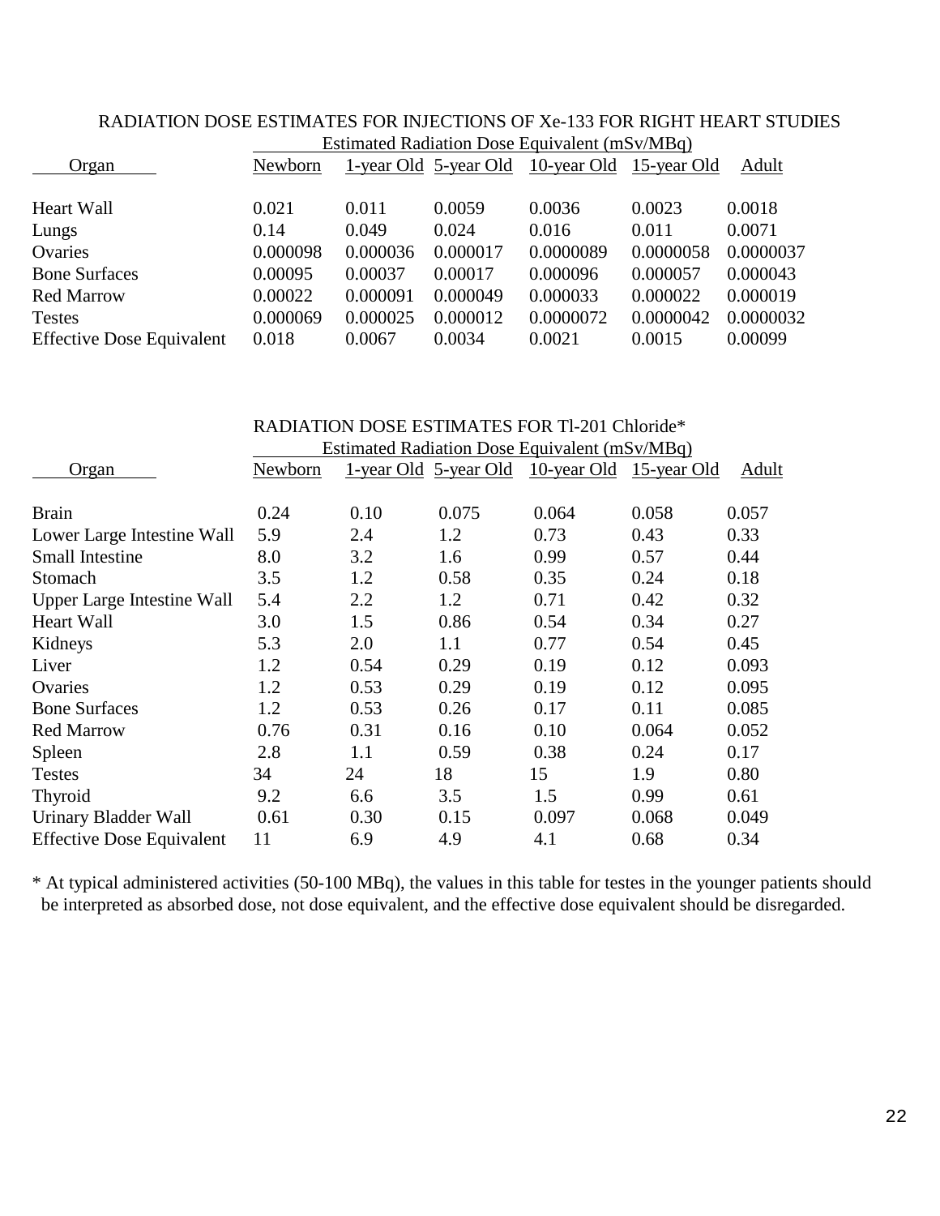### RADIATION DOSE ESTIMATES FOR INJECTIONS OF Xe-133 FOR RIGHT HEART STUDIES

| Organ | Estimated Radiation Dose Equivalent (mSv/MBq) | | | | | |
|---|---|---|---|---|---|---|
| | Newborn | 1-year Old | 5-year Old | 10-year Old | 15-year Old | Adult |
| Heart Wall | 0.021 | 0.011 | 0.0059 | 0.0036 | 0.0023 | 0.0018 |
| Lungs | 0.14 | 0.049 | 0.024 | 0.016 | 0.011 | 0.0071 |
| Ovaries | 0.000098 | 0.000036 | 0.000017 | 0.0000089 | 0.0000058 | 0.0000037 |
| Bone Surfaces | 0.00095 | 0.00037 | 0.00017 | 0.000096 | 0.000057 | 0.000043 |
| Red Marrow | 0.00022 | 0.000091 | 0.000049 | 0.000033 | 0.000022 | 0.000019 |
| Testes | 0.000069 | 0.000025 | 0.000012 | 0.0000072 | 0.0000042 | 0.0000032 |
| Effective Dose Equivalent | 0.018 | 0.0067 | 0.0034 | 0.0021 | 0.0015 | 0.00099 |

### RADIATION DOSE ESTIMATES FOR Tl-201 Chloride*

| Organ | Estimated Radiation Dose Equivalent (mSv/MBq) | | | | | |
|---|---|---|---|---|---|---|
| | Newborn | 1-year Old | 5-year Old | 10-year Old | 15-year Old | Adult |
| Brain | 0.24 | 0.10 | 0.075 | 0.064 | 0.058 | 0.057 |
| Lower Large Intestine Wall | 5.9 | 2.4 | 1.2 | 0.73 | 0.43 | 0.33 |
| Small Intestine | 8.0 | 3.2 | 1.6 | 0.99 | 0.57 | 0.44 |
| Stomach | 3.5 | 1.2 | 0.58 | 0.35 | 0.24 | 0.18 |
| Upper Large Intestine Wall | 5.4 | 2.2 | 1.2 | 0.71 | 0.42 | 0.32 |
| Heart Wall | 3.0 | 1.5 | 0.86 | 0.54 | 0.34 | 0.27 |
| Kidneys | 5.3 | 2.0 | 1.1 | 0.77 | 0.54 | 0.45 |
| Liver | 1.2 | 0.54 | 0.29 | 0.19 | 0.12 | 0.093 |
| Ovaries | 1.2 | 0.53 | 0.29 | 0.19 | 0.12 | 0.095 |
| Bone Surfaces | 1.2 | 0.53 | 0.26 | 0.17 | 0.11 | 0.085 |
| Red Marrow | 0.76 | 0.31 | 0.16 | 0.10 | 0.064 | 0.052 |
| Spleen | 2.8 | 1.1 | 0.59 | 0.38 | 0.24 | 0.17 |
| Testes | 34 | 24 | 18 | 15 | 1.9 | 0.80 |
| Thyroid | 9.2 | 6.6 | 3.5 | 1.5 | 0.99 | 0.61 |
| Urinary Bladder Wall | 0.61 | 0.30 | 0.15 | 0.097 | 0.068 | 0.049 |
| Effective Dose Equivalent | 11 | 6.9 | 4.9 | 4.1 | 0.68 | 0.34 |

* At typical administered activities (50-100 MBq), the values in this table for testes in the younger patients should be interpreted as absorbed dose, not dose equivalent, and the effective dose equivalent should be disregarded.